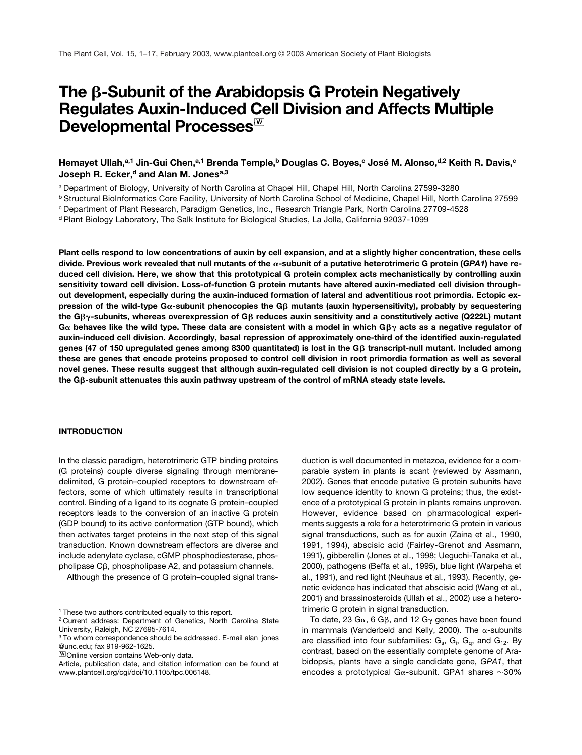# The β-Subunit of the Arabidopsis G Protein Negatively Regulates Auxin-Induced Cell Division and Affects Multiple Developmental Processes[W]

**Hemayet Ullah,[a,1] Jin-Gui Chen,[a,1] Brenda Temple,[b] Douglas C. Boyes,[c] José M. Alonso,[d,2] Keith R. Davis,[c] Joseph R. Ecker,[d] and Alan M. Jones[a,3]**

[a] Department of Biology, University of North Carolina at Chapel Hill, Chapel Hill, North Carolina 27599-3280

[b] Structural BioInformatics Core Facility, University of North Carolina School of Medicine, Chapel Hill, North Carolina 27599

[c] Department of Plant Research, Paradigm Genetics, Inc., Research Triangle Park, North Carolina 27709-4528

[d] Plant Biology Laboratory, The Salk Institute for Biological Studies, La Jolla, California 92037-1099

**Plant cells respond to low concentrations of auxin by cell expansion, and at a slightly higher concentration, these cells divide. Previous work revealed that null mutants of the α-subunit of a putative heterotrimeric G protein (*GPA1*) have reduced cell division. Here, we show that this prototypical G protein complex acts mechanistically by controlling auxin sensitivity toward cell division. Loss-of-function G protein mutants have altered auxin-mediated cell division throughout development, especially during the auxin-induced formation of lateral and adventitious root primordia. Ectopic expression of the wild-type Gα-subunit phenocopies the Gβ mutants (auxin hypersensitivity), probably by sequestering the Gβγ-subunits, whereas overexpression of Gβ reduces auxin sensitivity and a constitutively active (Q222L) mutant Gα behaves like the wild type. These data are consistent with a model in which Gβγ acts as a negative regulator of auxin-induced cell division. Accordingly, basal repression of approximately one-third of the identified auxin-regulated genes (47 of 150 upregulated genes among 8300 quantitated) is lost in the Gβ transcript-null mutant. Included among these are genes that encode proteins proposed to control cell division in root primordia formation as well as several novel genes. These results suggest that although auxin-regulated cell division is not coupled directly by a G protein, the Gβ-subunit attenuates this auxin pathway upstream of the control of mRNA steady state levels.**

## INTRODUCTION

In the classic paradigm, heterotrimeric GTP binding proteins (G proteins) couple diverse signaling through membrane-delimited, G protein–coupled receptors to downstream effectors, some of which ultimately results in transcriptional control. Binding of a ligand to its cognate G protein–coupled receptors leads to the conversion of an inactive G protein (GDP bound) to its active conformation (GTP bound), which then activates target proteins in the next step of this signal transduction. Known downstream effectors are diverse and include adenylate cyclase, cGMP phosphodiesterase, phospholipase Cβ, phospholipase A2, and potassium channels.

Although the presence of G protein–coupled signal transduction is well documented in metazoa, evidence for a comparable system in plants is scant (reviewed by Assmann, 2002). Genes that encode putative G protein subunits have low sequence identity to known G proteins; thus, the existence of a prototypical G protein in plants remains unproven. However, evidence based on pharmacological experiments suggests a role for a heterotrimeric G protein in various signal transductions, such as for auxin (Zaina et al., 1990, 1991, 1994), abscisic acid (Fairley-Grenot and Assmann, 1991), gibberellin (Jones et al., 1998; Ueguchi-Tanaka et al., 2000), pathogens (Beffa et al., 1995), blue light (Warpeha et al., 1991), and red light (Neuhaus et al., 1993). Recently, genetic evidence has indicated that abscisic acid (Wang et al., 2001) and brassinosteroids (Ullah et al., 2002) use a heterotrimeric G protein in signal transduction.

To date, 23 Gα, 6 Gβ, and 12 Gγ genes have been found in mammals (Vanderbeld and Kelly, 2000). The α-subunits are classified into four subfamilies: $G_s$, $G_i$, $G_q$, and $G_{12}$. By contrast, based on the essentially complete genome of Arabidopsis, plants have a single candidate gene, *GPA1*, that encodes a prototypical Gα-subunit. GPA1 shares ~30%

[1] These two authors contributed equally to this report.

[2] Current address: Department of Genetics, North Carolina State University, Raleigh, NC 27695-7614.

[3] To whom correspondence should be addressed. E-mail alan_jones@unc.edu; fax 919-962-1625.

[W] Online version contains Web-only data.

Article, publication date, and citation information can be found at www.plantcell.org/cgi/doi/10.1105/tpc.006148.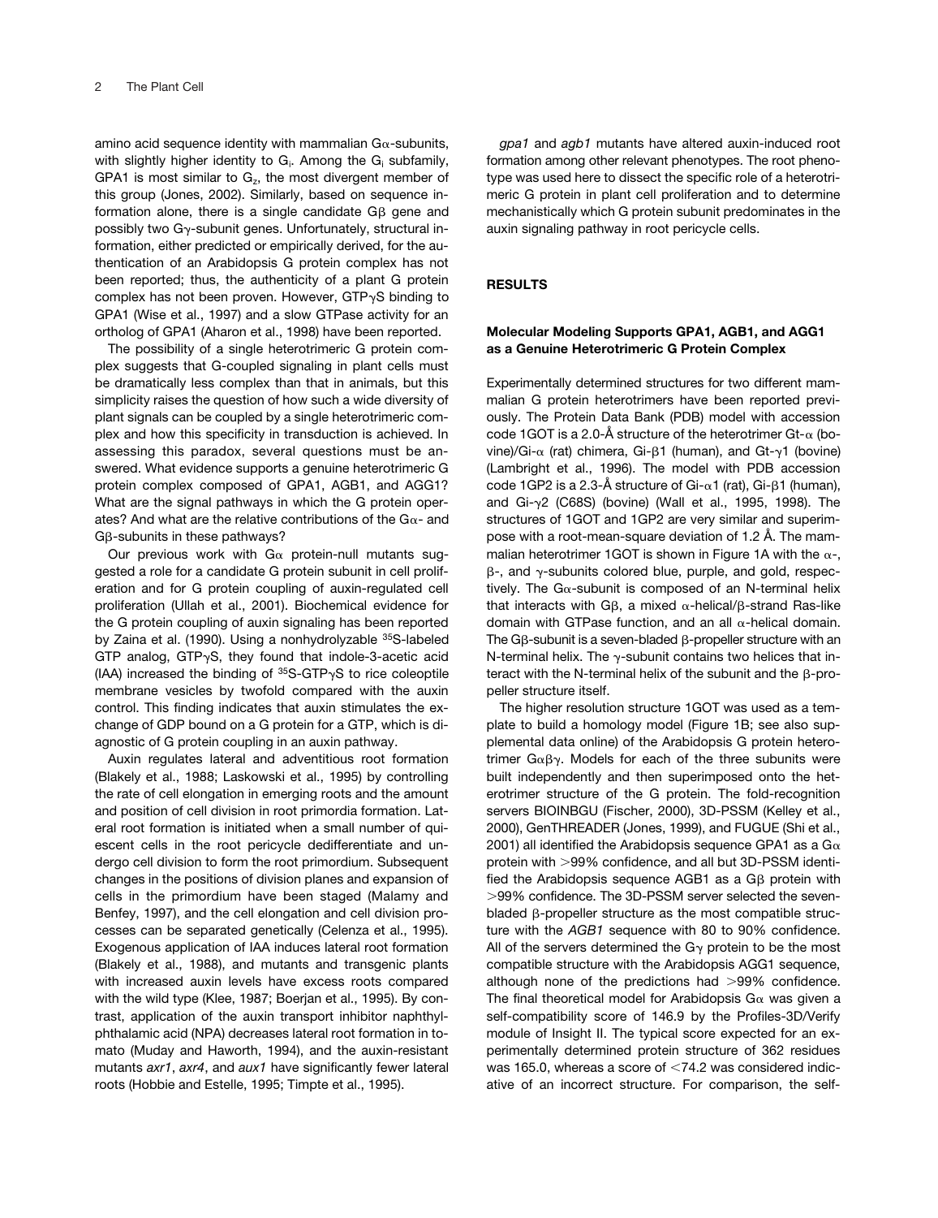amino acid sequence identity with mammalian Gα-subunits, with slightly higher identity to $G_i$. Among the $G_i$ subfamily, GPA1 is most similar to $G_z$, the most divergent member of this group (Jones, 2002). Similarly, based on sequence information alone, there is a single candidate Gβ gene and possibly two Gγ-subunit genes. Unfortunately, structural information, either predicted or empirically derived, for the authentication of an Arabidopsis G protein complex has not been reported; thus, the authenticity of a plant G protein complex has not been proven. However, GTPγS binding to GPA1 (Wise et al., 1997) and a slow GTPase activity for an ortholog of GPA1 (Aharon et al., 1998) have been reported.

The possibility of a single heterotrimeric G protein complex suggests that G-coupled signaling in plant cells must be dramatically less complex than that in animals, but this simplicity raises the question of how such a wide diversity of plant signals can be coupled by a single heterotrimeric complex and how this specificity in transduction is achieved. In assessing this paradox, several questions must be answered. What evidence supports a genuine heterotrimeric G protein complex composed of GPA1, AGB1, and AGG1? What are the signal pathways in which the G protein operates? And what are the relative contributions of the Gα- and Gβ-subunits in these pathways?

Our previous work with Gα protein-null mutants suggested a role for a candidate G protein subunit in cell proliferation and for G protein coupling of auxin-regulated cell proliferation (Ullah et al., 2001). Biochemical evidence for the G protein coupling of auxin signaling has been reported by Zaina et al. (1990). Using a nonhydrolyzable $^{35}$S-labeled GTP analog, GTPγS, they found that indole-3-acetic acid (IAA) increased the binding of $^{35}$S-GTPγS to rice coleoptile membrane vesicles by twofold compared with the auxin control. This finding indicates that auxin stimulates the exchange of GDP bound on a G protein for a GTP, which is diagnostic of G protein coupling in an auxin pathway.

Auxin regulates lateral and adventitious root formation (Blakely et al., 1988; Laskowski et al., 1995) by controlling the rate of cell elongation in emerging roots and the amount and position of cell division in root primordia formation. Lateral root formation is initiated when a small number of quiescent cells in the root pericycle dedifferentiate and undergo cell division to form the root primordium. Subsequent changes in the positions of division planes and expansion of cells in the primordium have been staged (Malamy and Benfey, 1997), and the cell elongation and cell division processes can be separated genetically (Celenza et al., 1995). Exogenous application of IAA induces lateral root formation (Blakely et al., 1988), and mutants and transgenic plants with increased auxin levels have excess roots compared with the wild type (Klee, 1987; Boerjan et al., 1995). By contrast, application of the auxin transport inhibitor naphthylphthalamic acid (NPA) decreases lateral root formation in tomato (Muday and Haworth, 1994), and the auxin-resistant mutants *axr1*, *axr4*, and *aux1* have significantly fewer lateral roots (Hobbie and Estelle, 1995; Timpte et al., 1995).

*gpa1* and *agb1* mutants have altered auxin-induced root formation among other relevant phenotypes. The root phenotype was used here to dissect the specific role of a heterotrimeric G protein in plant cell proliferation and to determine mechanistically which G protein subunit predominates in the auxin signaling pathway in root pericycle cells.

## RESULTS

### Molecular Modeling Supports GPA1, AGB1, and AGG1 as a Genuine Heterotrimeric G Protein Complex

Experimentally determined structures for two different mammalian G protein heterotrimers have been reported previously. The Protein Data Bank (PDB) model with accession code 1GOT is a 2.0-Å structure of the heterotrimer Gt-α (bovine)/Gi-α (rat) chimera, Gi-β1 (human), and Gt-γ1 (bovine) (Lambright et al., 1996). The model with PDB accession code 1GP2 is a 2.3-Å structure of Gi-α1 (rat), Gi-β1 (human), and Gi-γ2 (C68S) (bovine) (Wall et al., 1995, 1998). The structures of 1GOT and 1GP2 are very similar and superimpose with a root-mean-square deviation of 1.2 Å. The mammalian heterotrimer 1GOT is shown in Figure 1A with the α-, β-, and γ-subunits colored blue, purple, and gold, respectively. The Gα-subunit is composed of an N-terminal helix that interacts with Gβ, a mixed α-helical/β-strand Ras-like domain with GTPase function, and an all α-helical domain. The Gβ-subunit is a seven-bladed β-propeller structure with an N-terminal helix. The γ-subunit contains two helices that interact with the N-terminal helix of the subunit and the β-propeller structure itself.

The higher resolution structure 1GOT was used as a template to build a homology model (Figure 1B; see also supplemental data online) of the Arabidopsis G protein heterotrimer Gαβγ. Models for each of the three subunits were built independently and then superimposed onto the heterotrimer structure of the G protein. The fold-recognition servers BIOINBGU (Fischer, 2000), 3D-PSSM (Kelley et al., 2000), GenTHREADER (Jones, 1999), and FUGUE (Shi et al., 2001) all identified the Arabidopsis sequence GPA1 as a Gα protein with >99% confidence, and all but 3D-PSSM identified the Arabidopsis sequence AGB1 as a Gβ protein with >99% confidence. The 3D-PSSM server selected the seven-bladed β-propeller structure as the most compatible structure with the *AGB1* sequence with 80 to 90% confidence. All of the servers determined the Gγ protein to be the most compatible structure with the Arabidopsis AGG1 sequence, although none of the predictions had >99% confidence. The final theoretical model for Arabidopsis Gα was given a self-compatibility score of 146.9 by the Profiles-3D/Verify module of Insight II. The typical score expected for an experimentally determined protein structure of 362 residues was 165.0, whereas a score of <74.2 was considered indicative of an incorrect structure. For comparison, the self-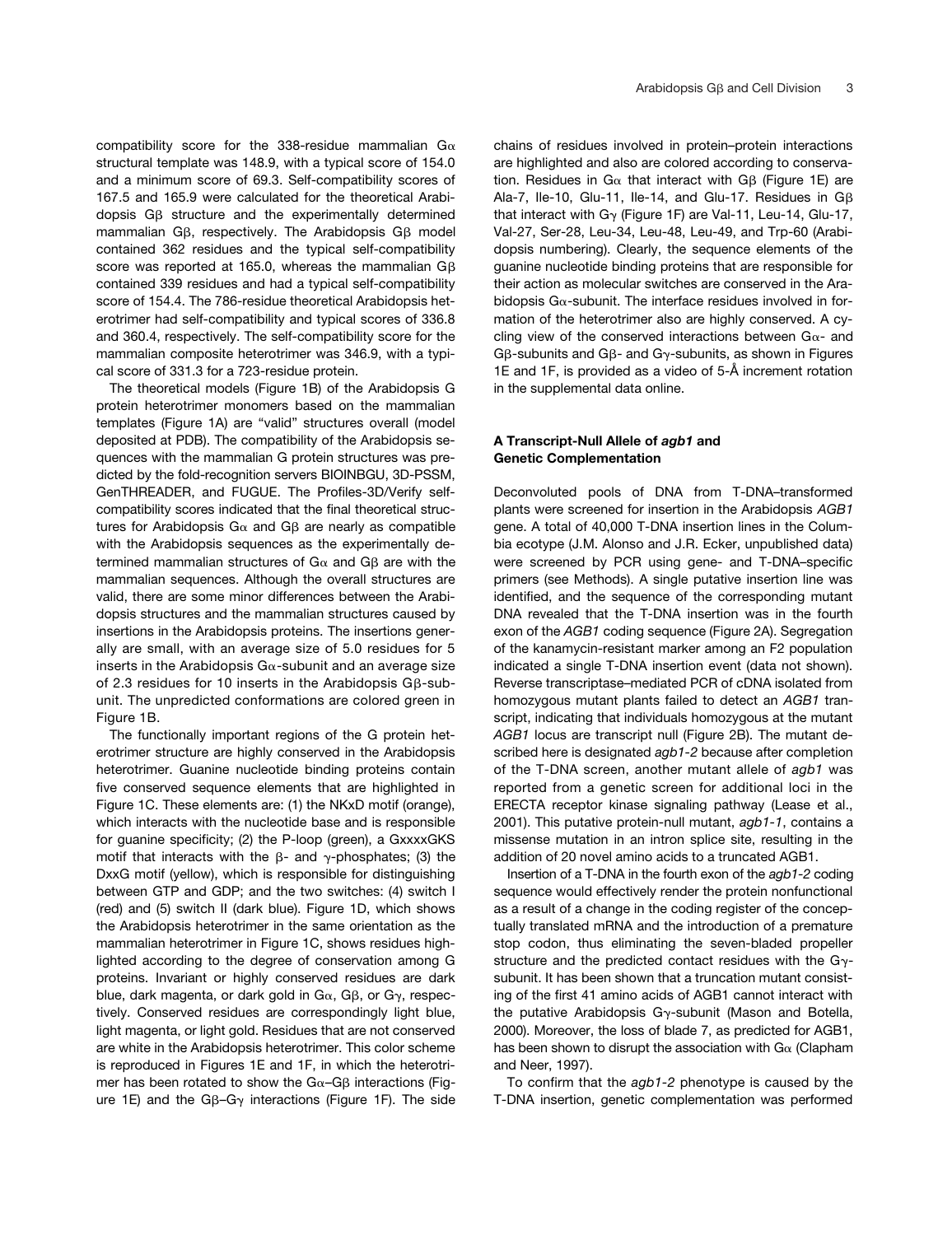compatibility score for the 338-residue mammalian Gα structural template was 148.9, with a typical score of 154.0 and a minimum score of 69.3. Self-compatibility scores of 167.5 and 165.9 were calculated for the theoretical Arabidopsis Gβ structure and the experimentally determined mammalian Gβ, respectively. The Arabidopsis Gβ model contained 362 residues and the typical self-compatibility score was reported at 165.0, whereas the mammalian Gβ contained 339 residues and had a typical self-compatibility score of 154.4. The 786-residue theoretical Arabidopsis heterotrimer had self-compatibility and typical scores of 336.8 and 360.4, respectively. The self-compatibility score for the mammalian composite heterotrimer was 346.9, with a typical score of 331.3 for a 723-residue protein.

The theoretical models (Figure 1B) of the Arabidopsis G protein heterotrimer monomers based on the mammalian templates (Figure 1A) are "valid" structures overall (model deposited at PDB). The compatibility of the Arabidopsis sequences with the mammalian G protein structures was predicted by the fold-recognition servers BIOINBGU, 3D-PSSM, GenTHREADER, and FUGUE. The Profiles-3D/Verify self-compatibility scores indicated that the final theoretical structures for Arabidopsis Gα and Gβ are nearly as compatible with the Arabidopsis sequences as the experimentally determined mammalian structures of Gα and Gβ are with the mammalian sequences. Although the overall structures are valid, there are some minor differences between the Arabidopsis structures and the mammalian structures caused by insertions in the Arabidopsis proteins. The insertions generally are small, with an average size of 5.0 residues for 5 inserts in the Arabidopsis Gα-subunit and an average size of 2.3 residues for 10 inserts in the Arabidopsis Gβ-subunit. The unpredicted conformations are colored green in Figure 1B.

The functionally important regions of the G protein heterotrimer structure are highly conserved in the Arabidopsis heterotrimer. Guanine nucleotide binding proteins contain five conserved sequence elements that are highlighted in Figure 1C. These elements are: (1) the NKxD motif (orange), which interacts with the nucleotide base and is responsible for guanine specificity; (2) the P-loop (green), a GxxxxGKS motif that interacts with the β- and γ-phosphates; (3) the DxxG motif (yellow), which is responsible for distinguishing between GTP and GDP; and the two switches: (4) switch I (red) and (5) switch II (dark blue). Figure 1D, which shows the Arabidopsis heterotrimer in the same orientation as the mammalian heterotrimer in Figure 1C, shows residues highlighted according to the degree of conservation among G proteins. Invariant or highly conserved residues are dark blue, dark magenta, or dark gold in Gα, Gβ, or Gγ, respectively. Conserved residues are correspondingly light blue, light magenta, or light gold. Residues that are not conserved are white in the Arabidopsis heterotrimer. This color scheme is reproduced in Figures 1E and 1F, in which the heterotrimer has been rotated to show the Gα–Gβ interactions (Figure 1E) and the Gβ–Gγ interactions (Figure 1F). The side chains of residues involved in protein–protein interactions are highlighted and also are colored according to conservation. Residues in Gα that interact with Gβ (Figure 1E) are Ala-7, Ile-10, Glu-11, Ile-14, and Glu-17. Residues in Gβ that interact with Gγ (Figure 1F) are Val-11, Leu-14, Glu-17, Val-27, Ser-28, Leu-34, Leu-48, Leu-49, and Trp-60 (Arabidopsis numbering). Clearly, the sequence elements of the guanine nucleotide binding proteins that are responsible for their action as molecular switches are conserved in the Arabidopsis Gα-subunit. The interface residues involved in formation of the heterotrimer also are highly conserved. A cycling view of the conserved interactions between Gα- and Gβ-subunits and Gβ- and Gγ-subunits, as shown in Figures 1E and 1F, is provided as a video of 5-Å increment rotation in the supplemental data online.

### A Transcript-Null Allele of *agb1* and Genetic Complementation

Deconvoluted pools of DNA from T-DNA–transformed plants were screened for insertion in the Arabidopsis *AGB1* gene. A total of 40,000 T-DNA insertion lines in the Columbia ecotype (J.M. Alonso and J.R. Ecker, unpublished data) were screened by PCR using gene- and T-DNA–specific primers (see Methods). A single putative insertion line was identified, and the sequence of the corresponding mutant DNA revealed that the T-DNA insertion was in the fourth exon of the *AGB1* coding sequence (Figure 2A). Segregation of the kanamycin-resistant marker among an F2 population indicated a single T-DNA insertion event (data not shown). Reverse transcriptase–mediated PCR of cDNA isolated from homozygous mutant plants failed to detect an *AGB1* transcript, indicating that individuals homozygous at the mutant *AGB1* locus are transcript null (Figure 2B). The mutant described here is designated *agb1-2* because after completion of the T-DNA screen, another mutant allele of *agb1* was reported from a genetic screen for additional loci in the ERECTA receptor kinase signaling pathway (Lease et al., 2001). This putative protein-null mutant, *agb1-1*, contains a missense mutation in an intron splice site, resulting in the addition of 20 novel amino acids to a truncated AGB1.

Insertion of a T-DNA in the fourth exon of the *agb1-2* coding sequence would effectively render the protein nonfunctional as a result of a change in the coding register of the conceptually translated mRNA and the introduction of a premature stop codon, thus eliminating the seven-bladed propeller structure and the predicted contact residues with the Gγ-subunit. It has been shown that a truncation mutant consisting of the first 41 amino acids of AGB1 cannot interact with the putative Arabidopsis Gγ-subunit (Mason and Botella, 2000). Moreover, the loss of blade 7, as predicted for AGB1, has been shown to disrupt the association with Gα (Clapham and Neer, 1997).

To confirm that the *agb1-2* phenotype is caused by the T-DNA insertion, genetic complementation was performed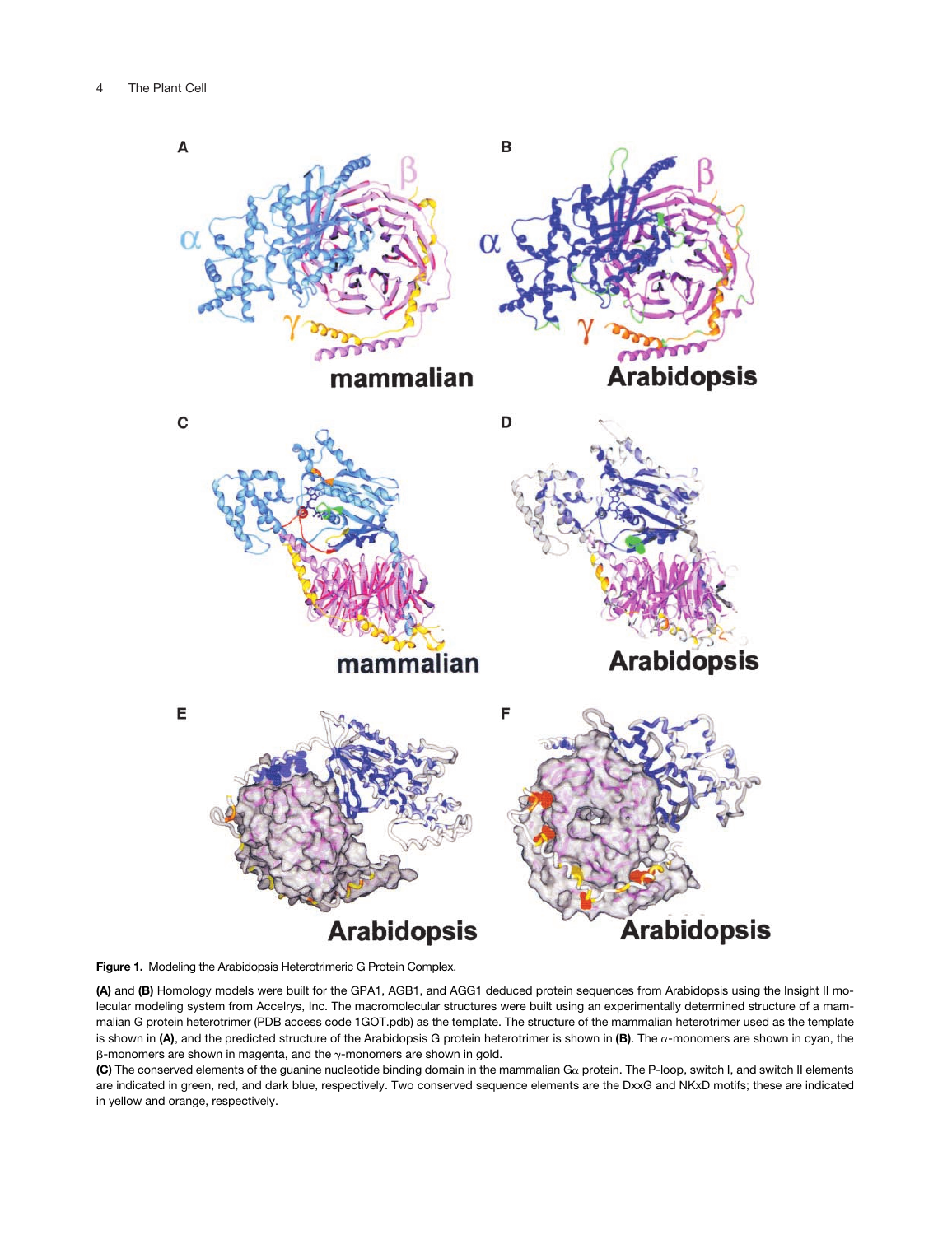**Figure 1.** Modeling the Arabidopsis Heterotrimeric G Protein Complex.

**(A)** and **(B)** Homology models were built for the GPA1, AGB1, and AGG1 deduced protein sequences from Arabidopsis using the Insight II molecular modeling system from Accelrys, Inc. The macromolecular structures were built using an experimentally determined structure of a mammalian G protein heterotrimer (PDB access code 1GOT.pdb) as the template. The structure of the mammalian heterotrimer used as the template is shown in **(A)**, and the predicted structure of the Arabidopsis G protein heterotrimer is shown in **(B)**. The $\alpha$-monomers are shown in cyan, the $\beta$-monomers are shown in magenta, and the $\gamma$-monomers are shown in gold.

**(C)** The conserved elements of the guanine nucleotide binding domain in the mammalian G$\alpha$ protein. The P-loop, switch I, and switch II elements are indicated in green, red, and dark blue, respectively. Two conserved sequence elements are the DxxG and NKxD motifs; these are indicated in yellow and orange, respectively.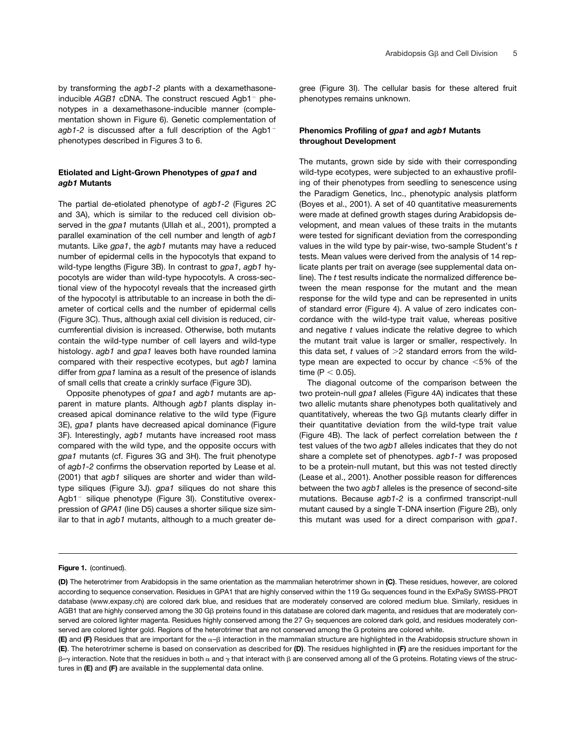by transforming the *agb1-2* plants with a dexamethasone-inducible *AGB1* cDNA. The construct rescued Agb1$^{-}$ phenotypes in a dexamethasone-inducible manner (complementation shown in Figure 6). Genetic complementation of *agb1-2* is discussed after a full description of the Agb1$^{-}$ phenotypes described in Figures 3 to 6.

### Etiolated and Light-Grown Phenotypes of *gpa1* and *agb1* Mutants

The partial de-etiolated phenotype of *agb1-2* (Figures 2C and 3A), which is similar to the reduced cell division observed in the *gpa1* mutants (Ullah et al., 2001), prompted a parallel examination of the cell number and length of *agb1* mutants. Like *gpa1*, the *agb1* mutants may have a reduced number of epidermal cells in the hypocotyls that expand to wild-type lengths (Figure 3B). In contrast to *gpa1*, *agb1* hypocotyls are wider than wild-type hypocotyls. A cross-sectional view of the hypocotyl reveals that the increased girth of the hypocotyl is attributable to an increase in both the diameter of cortical cells and the number of epidermal cells (Figure 3C). Thus, although axial cell division is reduced, circumferential division is increased. Otherwise, both mutants contain the wild-type number of cell layers and wild-type histology. *agb1* and *gpa1* leaves both have rounded lamina compared with their respective ecotypes, but *agb1* lamina differ from *gpa1* lamina as a result of the presence of islands of small cells that create a crinkly surface (Figure 3D).

Opposite phenotypes of *gpa1* and *agb1* mutants are apparent in mature plants. Although *agb1* plants display increased apical dominance relative to the wild type (Figure 3E), *gpa1* plants have decreased apical dominance (Figure 3F). Interestingly, *agb1* mutants have increased root mass compared with the wild type, and the opposite occurs with *gpa1* mutants (cf. Figures 3G and 3H). The fruit phenotype of *agb1-2* confirms the observation reported by Lease et al. (2001) that *agb1* siliques are shorter and wider than wild-type siliques (Figure 3J). *gpa1* siliques do not share this Agb1$^{-}$ silique phenotype (Figure 3I). Constitutive overexpression of *GPA1* (line D5) causes a shorter silique size similar to that in *agb1* mutants, although to a much greater degree (Figure 3I). The cellular basis for these altered fruit phenotypes remains unknown.

### Phenomics Profiling of *gpa1* and *agb1* Mutants throughout Development

The mutants, grown side by side with their corresponding wild-type ecotypes, were subjected to an exhaustive profiling of their phenotypes from seedling to senescence using the Paradigm Genetics, Inc., phenotypic analysis platform (Boyes et al., 2001). A set of 40 quantitative measurements were made at defined growth stages during Arabidopsis development, and mean values of these traits in the mutants were tested for significant deviation from the corresponding values in the wild type by pair-wise, two-sample Student's *t* tests. Mean values were derived from the analysis of 14 replicate plants per trait on average (see supplemental data online). The *t* test results indicate the normalized difference between the mean response for the mutant and the mean response for the wild type and can be represented in units of standard error (Figure 4). A value of zero indicates concordance with the wild-type trait value, whereas positive and negative *t* values indicate the relative degree to which the mutant trait value is larger or smaller, respectively. In this data set, *t* values of $>2$ standard errors from the wild-type mean are expected to occur by chance $<5\%$ of the time ($P < 0.05$).

The diagonal outcome of the comparison between the two protein-null *gpa1* alleles (Figure 4A) indicates that these two allelic mutants share phenotypes both qualitatively and quantitatively, whereas the two Gβ mutants clearly differ in their quantitative deviation from the wild-type trait value (Figure 4B). The lack of perfect correlation between the *t* test values of the two *agb1* alleles indicates that they do not share a complete set of phenotypes. *agb1-1* was proposed to be a protein-null mutant, but this was not tested directly (Lease et al., 2001). Another possible reason for differences between the two *agb1* alleles is the presence of second-site mutations. Because *agb1-2* is a confirmed transcript-null mutant caused by a single T-DNA insertion (Figure 2B), only this mutant was used for a direct comparison with *gpa1*.

**Figure 1.** (continued).

**(D)** The heterotrimer from Arabidopsis in the same orientation as the mammalian heterotrimer shown in **(C)**. These residues, however, are colored according to sequence conservation. Residues in GPA1 that are highly conserved within the 119 Gα sequences found in the ExPaSy SWISS-PROT database (www.expasy.ch) are colored dark blue, and residues that are moderately conserved are colored medium blue. Similarly, residues in AGB1 that are highly conserved among the 30 Gβ proteins found in this database are colored dark magenta, and residues that are moderately conserved are colored lighter magenta. Residues highly conserved among the 27 Gγ sequences are colored dark gold, and residues moderately conserved are colored lighter gold. Regions of the heterotrimer that are not conserved among the G proteins are colored white.

**(E)** and **(F)** Residues that are important for the α–β interaction in the mammalian structure are highlighted in the Arabidopsis structure shown in **(E)**. The heterotrimer scheme is based on conservation as described for **(D)**. The residues highlighted in **(F)** are the residues important for the β–γ interaction. Note that the residues in both α and γ that interact with β are conserved among all of the G proteins. Rotating views of the structures in **(E)** and **(F)** are available in the supplemental data online.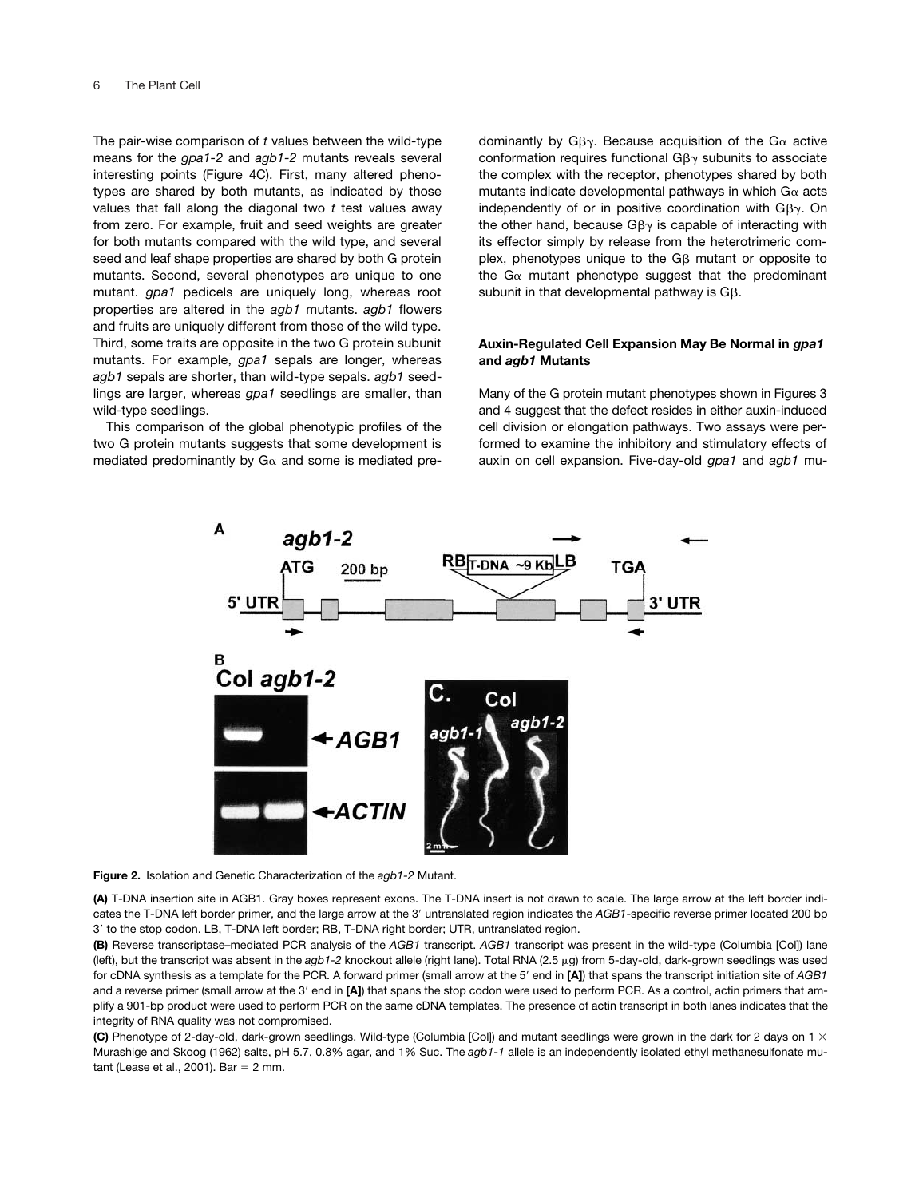The pair-wise comparison of *t* values between the wild-type means for the *gpa1-2* and *agb1-2* mutants reveals several interesting points (Figure 4C). First, many altered phenotypes are shared by both mutants, as indicated by those values that fall along the diagonal two *t* test values away from zero. For example, fruit and seed weights are greater for both mutants compared with the wild type, and several seed and leaf shape properties are shared by both G protein mutants. Second, several phenotypes are unique to one mutant. *gpa1* pedicels are uniquely long, whereas root properties are altered in the *agb1* mutants. *agb1* flowers and fruits are uniquely different from those of the wild type. Third, some traits are opposite in the two G protein subunit mutants. For example, *gpa1* sepals are longer, whereas *agb1* sepals are shorter, than wild-type sepals. *agb1* seedlings are larger, whereas *gpa1* seedlings are smaller, than wild-type seedlings.

This comparison of the global phenotypic profiles of the two G protein mutants suggests that some development is mediated predominantly by $G\alpha$ and some is mediated predominantly by $G\beta\gamma$. Because acquisition of the $G\alpha$ active conformation requires functional $G\beta\gamma$ subunits to associate the complex with the receptor, phenotypes shared by both mutants indicate developmental pathways in which $G\alpha$ acts independently of or in positive coordination with $G\beta\gamma$. On the other hand, because $G\beta\gamma$ is capable of interacting with its effector simply by release from the heterotrimeric complex, phenotypes unique to the $G\beta$ mutant or opposite to the $G\alpha$ mutant phenotype suggest that the predominant subunit in that developmental pathway is $G\beta$.

### Auxin-Regulated Cell Expansion May Be Normal in *gpa1* and *agb1* Mutants

Many of the G protein mutant phenotypes shown in Figures 3 and 4 suggest that the defect resides in either auxin-induced cell division or elongation pathways. Two assays were performed to examine the inhibitory and stimulatory effects of auxin on cell expansion. Five-day-old *gpa1* and *agb1* mu-

**Figure 2.** Isolation and Genetic Characterization of the *agb1-2* Mutant.

**(A)** T-DNA insertion site in AGB1. Gray boxes represent exons. The T-DNA insert is not drawn to scale. The large arrow at the left border indicates the T-DNA left border primer, and the large arrow at the 3′ untranslated region indicates the *AGB1*-specific reverse primer located 200 bp 3′ to the stop codon. LB, T-DNA left border; RB, T-DNA right border; UTR, untranslated region.

**(B)** Reverse transcriptase–mediated PCR analysis of the *AGB1* transcript. *AGB1* transcript was present in the wild-type (Columbia [Col]) lane (left), but the transcript was absent in the *agb1-2* knockout allele (right lane). Total RNA (2.5 μg) from 5-day-old, dark-grown seedlings was used for cDNA synthesis as a template for the PCR. A forward primer (small arrow at the 5′ end in **[A]**) that spans the transcript initiation site of *AGB1* and a reverse primer (small arrow at the 3′ end in **[A]**) that spans the stop codon were used to perform PCR. As a control, actin primers that amplify a 901-bp product were used to perform PCR on the same cDNA templates. The presence of actin transcript in both lanes indicates that the integrity of RNA quality was not compromised.

**(C)** Phenotype of 2-day-old, dark-grown seedlings. Wild-type (Columbia [Col]) and mutant seedlings were grown in the dark for 2 days on 1 × Murashige and Skoog (1962) salts, pH 5.7, 0.8% agar, and 1% Suc. The *agb1-1* allele is an independently isolated ethyl methanesulfonate mutant (Lease et al., 2001). Bar = 2 mm.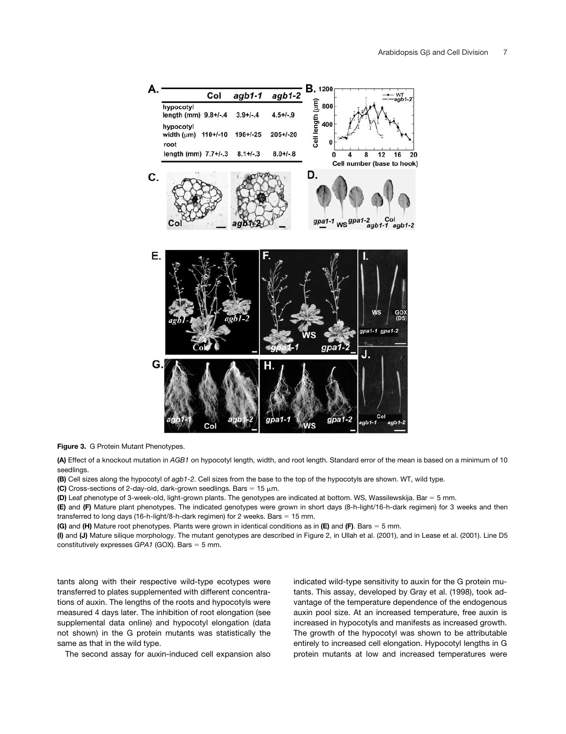**Figure 3.** G Protein Mutant Phenotypes.

**(A)** Effect of a knockout mutation in *AGB1* on hypocotyl length, width, and root length. Standard error of the mean is based on a minimum of 10 seedlings.

**(B)** Cell sizes along the hypocotyl of *agb1-2*. Cell sizes from the base to the top of the hypocotyls are shown. WT, wild type.

**(C)** Cross-sections of 2-day-old, dark-grown seedlings. Bars = 15 μm.

**(D)** Leaf phenotype of 3-week-old, light-grown plants. The genotypes are indicated at bottom. WS, Wassilewskija. Bar = 5 mm.

**(E)** and **(F)** Mature plant phenotypes. The indicated genotypes were grown in short days (8-h-light/16-h-dark regimen) for 3 weeks and then transferred to long days (16-h-light/8-h-dark regimen) for 2 weeks. Bars = 15 mm.

**(G)** and **(H)** Mature root phenotypes. Plants were grown in identical conditions as in **(E)** and **(F)**. Bars = 5 mm.

**(I)** and **(J)** Mature silique morphology. The mutant genotypes are described in Figure 2, in Ullah et al. (2001), and in Lease et al. (2001). Line D5 constitutively expresses *GPA1* (GOX). Bars = 5 mm.

tants along with their respective wild-type ecotypes were transferred to plates supplemented with different concentrations of auxin. The lengths of the roots and hypocotyls were measured 4 days later. The inhibition of root elongation (see supplemental data online) and hypocotyl elongation (data not shown) in the G protein mutants was statistically the same as that in the wild type.

The second assay for auxin-induced cell expansion also indicated wild-type sensitivity to auxin for the G protein mutants. This assay, developed by Gray et al. (1998), took advantage of the temperature dependence of the endogenous auxin pool size. At an increased temperature, free auxin is increased in hypocotyls and manifests as increased growth. The growth of the hypocotyl was shown to be attributable entirely to increased cell elongation. Hypocotyl lengths in G protein mutants at low and increased temperatures were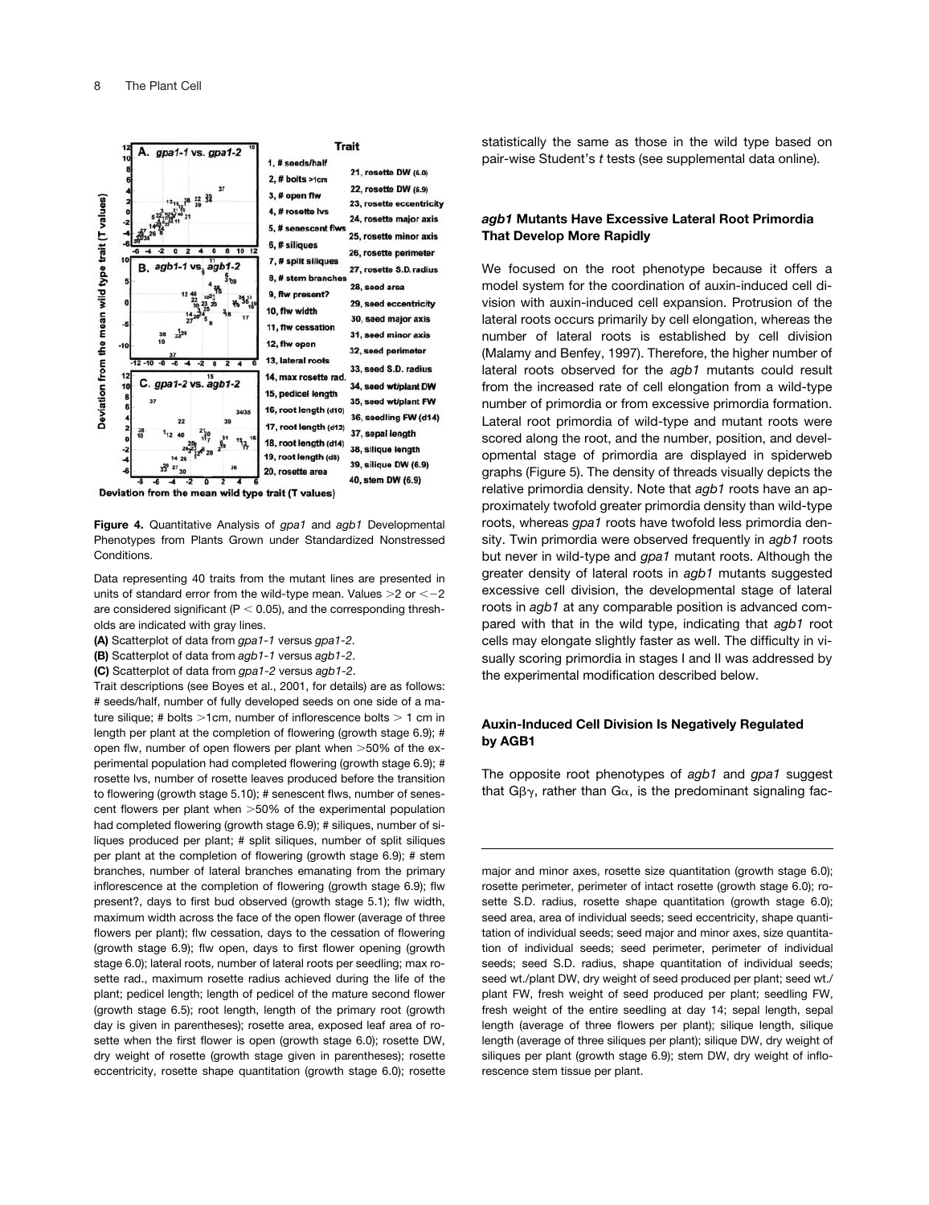**Figure 4.** Quantitative Analysis of *gpa1* and *agb1* Developmental Phenotypes from Plants Grown under Standardized Nonstressed Conditions.

Data representing 40 traits from the mutant lines are presented in units of standard error from the wild-type mean. Values >2 or <−2 are considered significant ($P < 0.05$), and the corresponding thresholds are indicated with gray lines.

**(A)** Scatterplot of data from *gpa1-1* versus *gpa1-2*.

**(B)** Scatterplot of data from *agb1-1* versus *agb1-2*.

**(C)** Scatterplot of data from *gpa1-2* versus *agb1-2*.

Trait descriptions (see Boyes et al., 2001, for details) are as follows: # seeds/half, number of fully developed seeds on one side of a mature silique; # bolts >1cm, number of inflorescence bolts > 1 cm in length per plant at the completion of flowering (growth stage 6.9); # open flw, number of open flowers per plant when >50% of the experimental population had completed flowering (growth stage 6.9); # rosette lvs, number of rosette leaves produced before the transition to flowering (growth stage 5.10); # senescent flws, number of senescent flowers per plant when >50% of the experimental population had completed flowering (growth stage 6.9); # siliques, number of siliques produced per plant; # split siliques, number of split siliques per plant at the completion of flowering (growth stage 6.9); # stem branches, number of lateral branches emanating from the primary inflorescence at the completion of flowering (growth stage 6.9); flw present?, days to first bud observed (growth stage 5.1); flw width, maximum width across the face of the open flower (average of three flowers per plant); flw cessation, days to the cessation of flowering (growth stage 6.9); flw open, days to first flower opening (growth stage 6.0); lateral roots, number of lateral roots per seedling; max rosette rad., maximum rosette radius achieved during the life of the plant; pedicel length; length of pedicel of the mature second flower (growth stage 6.5); root length, length of the primary root (growth day is given in parentheses); rosette area, exposed leaf area of rosette when the first flower is open (growth stage 6.0); rosette DW, dry weight of rosette (growth stage given in parentheses); rosette eccentricity, rosette shape quantitation (growth stage 6.0); rosette major and minor axes, rosette size quantitation (growth stage 6.0); rosette perimeter, perimeter of intact rosette (growth stage 6.0); rosette S.D. radius, rosette shape quantitation (growth stage 6.0); seed area, area of individual seeds; seed eccentricity, shape quantitation of individual seeds; seed major and minor axes, size quantitation of individual seeds; seed perimeter, perimeter of individual seeds; seed S.D. radius, shape quantitation of individual seeds; seed wt./plant DW, dry weight of seed produced per plant; seed wt./plant FW, fresh weight of seed produced per plant; seedling FW, fresh weight of the entire seedling at day 14; sepal length, sepal length (average of three flowers per plant); silique length, silique length (average of three siliques per plant); silique DW, dry weight of siliques per plant (growth stage 6.9); stem DW, dry weight of inflorescence stem tissue per plant.

statistically the same as those in the wild type based on pair-wise Student's *t* tests (see supplemental data online).

### *agb1* Mutants Have Excessive Lateral Root Primordia That Develop More Rapidly

We focused on the root phenotype because it offers a model system for the coordination of auxin-induced cell division with auxin-induced cell expansion. Protrusion of the lateral roots occurs primarily by cell elongation, whereas the number of lateral roots is established by cell division (Malamy and Benfey, 1997). Therefore, the higher number of lateral roots observed for the *agb1* mutants could result from the increased rate of cell elongation from a wild-type number of primordia or from excessive primordia formation. Lateral root primordia of wild-type and mutant roots were scored along the root, and the number, position, and developmental stage of primordia are displayed in spiderweb graphs (Figure 5). The density of threads visually depicts the relative primordia density. Note that *agb1* roots have an approximately twofold greater primordia density than wild-type roots, whereas *gpa1* roots have twofold less primordia density. Twin primordia were observed frequently in *agb1* roots but never in wild-type and *gpa1* mutant roots. Although the greater density of lateral roots in *agb1* mutants suggested excessive cell division, the developmental stage of lateral roots in *agb1* at any comparable position is advanced compared with that in the wild type, indicating that *agb1* root cells may elongate slightly faster as well. The difficulty in visually scoring primordia in stages I and II was addressed by the experimental modification described below.

### Auxin-Induced Cell Division Is Negatively Regulated by AGB1

The opposite root phenotypes of *agb1* and *gpa1* suggest that $G\beta\gamma$, rather than $G\alpha$, is the predominant signaling fac-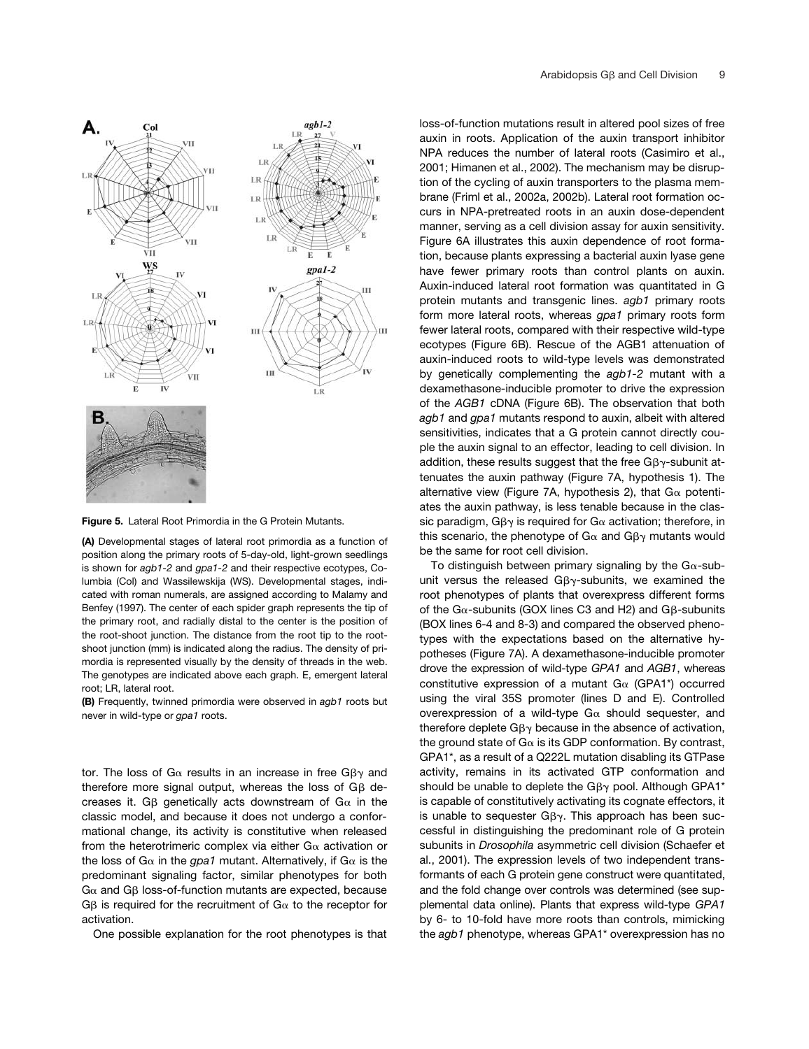**Figure 5.** Lateral Root Primordia in the G Protein Mutants.

**(A)** Developmental stages of lateral root primordia as a function of position along the primary roots of 5-day-old, light-grown seedlings is shown for *agb1-2* and *gpa1-2* and their respective ecotypes, Columbia (Col) and Wassilewskija (WS). Developmental stages, indicated with roman numerals, are assigned according to Malamy and Benfey (1997). The center of each spider graph represents the tip of the primary root, and radially distal to the center is the position of the root-shoot junction. The distance from the root tip to the root-shoot junction (mm) is indicated along the radius. The density of primordia is represented visually by the density of threads in the web. The genotypes are indicated above each graph. E, emergent lateral root; LR, lateral root.

**(B)** Frequently, twinned primordia were observed in *agb1* roots but never in wild-type or *gpa1* roots.

tor. The loss of Gα results in an increase in free Gβγ and therefore more signal output, whereas the loss of Gβ decreases it. Gβ genetically acts downstream of Gα in the classic model, and because it does not undergo a conformational change, its activity is constitutive when released from the heterotrimeric complex via either Gα activation or the loss of Gα in the *gpa1* mutant. Alternatively, if Gα is the predominant signaling factor, similar phenotypes for both Gα and Gβ loss-of-function mutants are expected, because Gβ is required for the recruitment of Gα to the receptor for activation.

One possible explanation for the root phenotypes is that loss-of-function mutations result in altered pool sizes of free auxin in roots. Application of the auxin transport inhibitor NPA reduces the number of lateral roots (Casimiro et al., 2001; Himanen et al., 2002). The mechanism may be disruption of the cycling of auxin transporters to the plasma membrane (Friml et al., 2002a, 2002b). Lateral root formation occurs in NPA-pretreated roots in an auxin dose-dependent manner, serving as a cell division assay for auxin sensitivity. Figure 6A illustrates this auxin dependence of root formation, because plants expressing a bacterial auxin lyase gene have fewer primary roots than control plants on auxin. Auxin-induced lateral root formation was quantitated in G protein mutants and transgenic lines. *agb1* primary roots form more lateral roots, whereas *gpa1* primary roots form fewer lateral roots, compared with their respective wild-type ecotypes (Figure 6B). Rescue of the AGB1 attenuation of auxin-induced roots to wild-type levels was demonstrated by genetically complementing the *agb1-2* mutant with a dexamethasone-inducible promoter to drive the expression of the *AGB1* cDNA (Figure 6B). The observation that both *agb1* and *gpa1* mutants respond to auxin, albeit with altered sensitivities, indicates that a G protein cannot directly couple the auxin signal to an effector, leading to cell division. In addition, these results suggest that the free Gβγ-subunit attenuates the auxin pathway (Figure 7A, hypothesis 1). The alternative view (Figure 7A, hypothesis 2), that Gα potentiates the auxin pathway, is less tenable because in the classic paradigm, Gβγ is required for Gα activation; therefore, in this scenario, the phenotype of Gα and Gβγ mutants would be the same for root cell division.

To distinguish between primary signaling by the Gα-subunit versus the released Gβγ-subunits, we examined the root phenotypes of plants that overexpress different forms of the Gα-subunits (GOX lines C3 and H2) and Gβ-subunits (BOX lines 6-4 and 8-3) and compared the observed phenotypes with the expectations based on the alternative hypotheses (Figure 7A). A dexamethasone-inducible promoter drove the expression of wild-type *GPA1* and *AGB1*, whereas constitutive expression of a mutant Gα (GPA1*) occurred using the viral 35S promoter (lines D and E). Controlled overexpression of a wild-type Gα should sequester, and therefore deplete Gβγ because in the absence of activation, the ground state of Gα is its GDP conformation. By contrast, GPA1*, as a result of a Q222L mutation disabling its GTPase activity, remains in its activated GTP conformation and should be unable to deplete the Gβγ pool. Although GPA1* is capable of constitutively activating its cognate effectors, it is unable to sequester Gβγ. This approach has been successful in distinguishing the predominant role of G protein subunits in *Drosophila* asymmetric cell division (Schaefer et al., 2001). The expression levels of two independent transformants of each G protein gene construct were quantitated, and the fold change over controls was determined (see supplemental data online). Plants that express wild-type *GPA1* by 6- to 10-fold have more roots than controls, mimicking the *agb1* phenotype, whereas GPA1* overexpression has no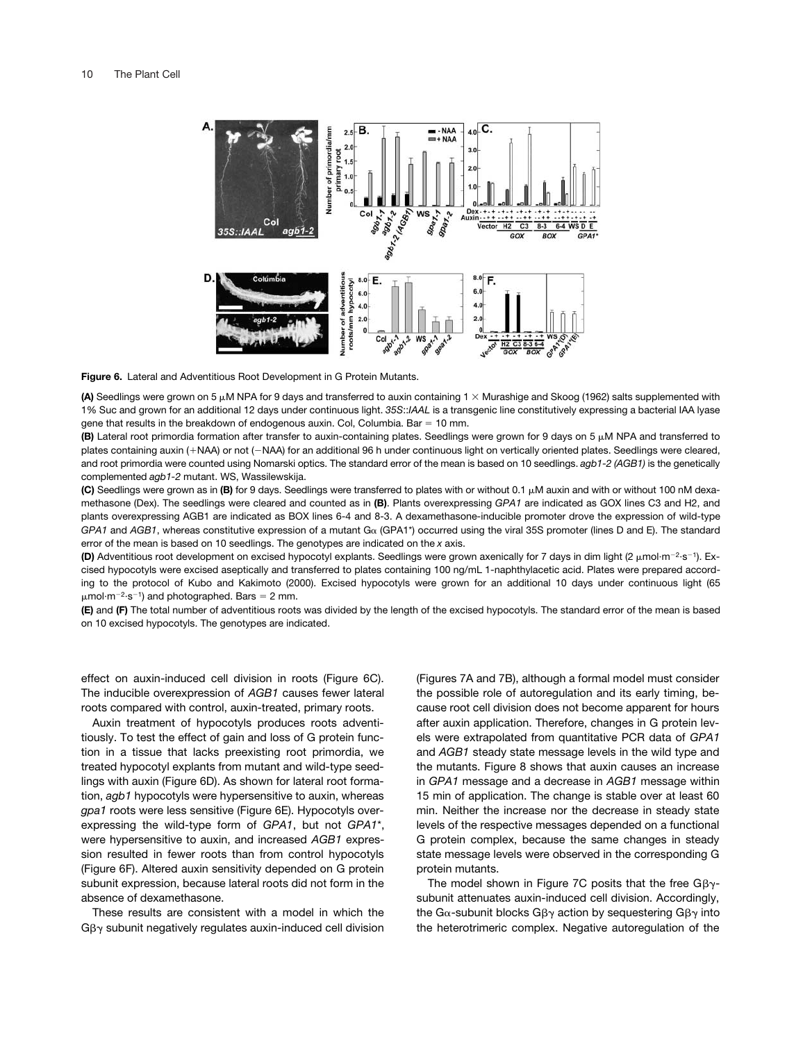**Figure 6.** Lateral and Adventitious Root Development in G Protein Mutants.

**(A)** Seedlings were grown on 5 μM NPA for 9 days and transferred to auxin containing 1 × Murashige and Skoog (1962) salts supplemented with 1% Suc and grown for an additional 12 days under continuous light. *35S::IAAL* is a transgenic line constitutively expressing a bacterial IAA lyase gene that results in the breakdown of endogenous auxin. Col, Columbia. Bar = 10 mm.

**(B)** Lateral root primordia formation after transfer to auxin-containing plates. Seedlings were grown for 9 days on 5 μM NPA and transferred to plates containing auxin (+NAA) or not (−NAA) for an additional 96 h under continuous light on vertically oriented plates. Seedlings were cleared, and root primordia were counted using Nomarski optics. The standard error of the mean is based on 10 seedlings. *agb1-2 (AGB1)* is the genetically complemented *agb1-2* mutant. WS, Wassilewskija.

**(C)** Seedlings were grown as in **(B)** for 9 days. Seedlings were transferred to plates with or without 0.1 μM auxin and with or without 100 nM dexamethasone (Dex). The seedlings were cleared and counted as in **(B)**. Plants overexpressing *GPA1* are indicated as GOX lines C3 and H2, and plants overexpressing AGB1 are indicated as BOX lines 6-4 and 8-3. A dexamethasone-inducible promoter drove the expression of wild-type *GPA1* and *AGB1*, whereas constitutive expression of a mutant Gα (GPA1*) occurred using the viral 35S promoter (lines D and E). The standard error of the mean is based on 10 seedlings. The genotypes are indicated on the *x* axis.

**(D)** Adventitious root development on excised hypocotyl explants. Seedlings were grown axenically for 7 days in dim light (2 $\mu mol \cdot m^{-2} \cdot s^{-1}$). Excised hypocotyls were excised aseptically and transferred to plates containing 100 ng/mL 1-naphthylacetic acid. Plates were prepared according to the protocol of Kubo and Kakimoto (2000). Excised hypocotyls were grown for an additional 10 days under continuous light (65 $\mu mol \cdot m^{-2} \cdot s^{-1}$) and photographed. Bars = 2 mm.

**(E)** and **(F)** The total number of adventitious roots was divided by the length of the excised hypocotyls. The standard error of the mean is based on 10 excised hypocotyls. The genotypes are indicated.

effect on auxin-induced cell division in roots (Figure 6C). The inducible overexpression of *AGB1* causes fewer lateral roots compared with control, auxin-treated, primary roots.

Auxin treatment of hypocotyls produces roots adventitiously. To test the effect of gain and loss of G protein function in a tissue that lacks preexisting root primordia, we treated hypocotyl explants from mutant and wild-type seedlings with auxin (Figure 6D). As shown for lateral root formation, *agb1* hypocotyls were hypersensitive to auxin, whereas *gpa1* roots were less sensitive (Figure 6E). Hypocotyls overexpressing the wild-type form of *GPA1*, but not *GPA1**, were hypersensitive to auxin, and increased *AGB1* expression resulted in fewer roots than from control hypocotyls (Figure 6F). Altered auxin sensitivity depended on G protein subunit expression, because lateral roots did not form in the absence of dexamethasone.

These results are consistent with a model in which the Gβγ subunit negatively regulates auxin-induced cell division (Figures 7A and 7B), although a formal model must consider the possible role of autoregulation and its early timing, because root cell division does not become apparent for hours after auxin application. Therefore, changes in G protein levels were extrapolated from quantitative PCR data of *GPA1* and *AGB1* steady state message levels in the wild type and the mutants. Figure 8 shows that auxin causes an increase in *GPA1* message and a decrease in *AGB1* message within 15 min of application. The change is stable over at least 60 min. Neither the increase nor the decrease in steady state levels of the respective messages depended on a functional G protein complex, because the same changes in steady state message levels were observed in the corresponding G protein mutants.

The model shown in Figure 7C posits that the free Gβγ-subunit attenuates auxin-induced cell division. Accordingly, the Gα-subunit blocks Gβγ action by sequestering Gβγ into the heterotrimeric complex. Negative autoregulation of the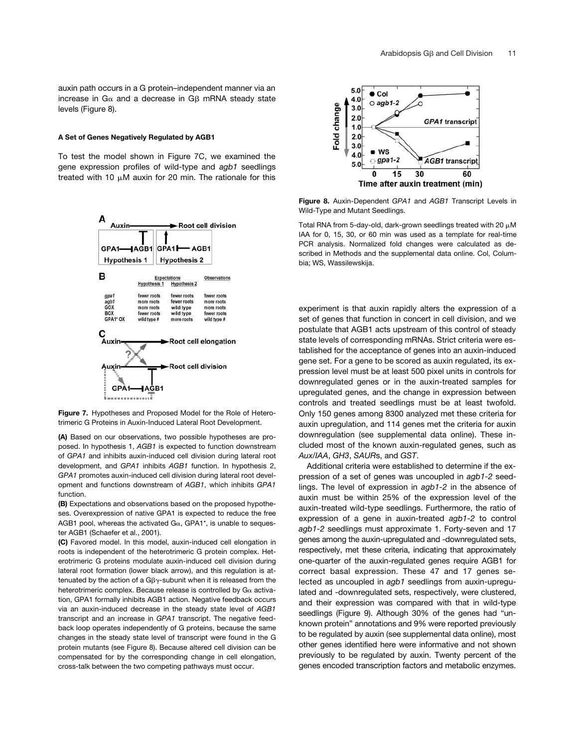auxin path occurs in a G protein–independent manner via an increase in Gα and a decrease in Gβ mRNA steady state levels (Figure 8).

### A Set of Genes Negatively Regulated by AGB1

To test the model shown in Figure 7C, we examined the gene expression profiles of wild-type and *agb1* seedlings treated with 10 μM auxin for 20 min. The rationale for this experiment is that auxin rapidly alters the expression of a set of genes that function in concert in cell division, and we postulate that AGB1 acts upstream of this control of steady state levels of corresponding mRNAs. Strict criteria were established for the acceptance of genes into an auxin-induced gene set. For a gene to be scored as auxin regulated, its expression level must be at least 500 pixel units in controls for downregulated genes or in the auxin-treated samples for upregulated genes, and the change in expression between controls and treated seedlings must be at least twofold. Only 150 genes among 8300 analyzed met these criteria for auxin upregulation, and 114 genes met the criteria for auxin downregulation (see supplemental data online). These included most of the known auxin-regulated genes, such as *Aux/IAA*, *GH3*, *SAUR*s, and *GST*.

Additional criteria were established to determine if the expression of a set of genes was uncoupled in *agb1-2* seedlings. The level of expression in *agb1-2* in the absence of auxin must be within 25% of the expression level of the auxin-treated wild-type seedlings. Furthermore, the ratio of expression of a gene in auxin-treated *agb1-2* to control *agb1-2* seedlings must approximate 1. Forty-seven and 17 genes among the auxin-upregulated and -downregulated sets, respectively, met these criteria, indicating that approximately one-quarter of the auxin-regulated genes require AGB1 for correct basal expression. These 47 and 17 genes selected as uncoupled in *agb1* seedlings from auxin-upregulated and -downregulated sets, respectively, were clustered, and their expression was compared with that in wild-type seedlings (Figure 9). Although 30% of the genes had "unknown protein" annotations and 9% were reported previously to be regulated by auxin (see supplemental data online), most other genes identified here were informative and not shown previously to be regulated by auxin. Twenty percent of the genes encoded transcription factors and metabolic enzymes.

**Figure 7.** Hypotheses and Proposed Model for the Role of Heterotrimeric G Proteins in Auxin-Induced Lateral Root Development.

**(A)** Based on our observations, two possible hypotheses are proposed. In hypothesis 1, *AGB1* is expected to function downstream of *GPA1* and inhibits auxin-induced cell division during lateral root development, and *GPA1* inhibits *AGB1* function. In hypothesis 2, *GPA1* promotes auxin-induced cell division during lateral root development and functions downstream of *AGB1*, which inhibits *GPA1* function.

**(B)** Expectations and observations based on the proposed hypotheses. Overexpression of native GPA1 is expected to reduce the free AGB1 pool, whereas the activated Gα, GPA1*, is unable to sequester AGB1 (Schaefer et al., 2001).

| | Expectations | | Observations |
|---|---|---|---|
| | Hypothesis 1 | Hypothesis 2 | |
| *gpa1* | fewer roots | fewer roots | fewer roots |
| *agb1* | more roots | fewer roots | more roots |
| GOX | more roots | wild type | more roots |
| BOX | fewer roots | wild type | fewer roots |
| GPA1* OX | wild type # | more roots | wild type # |

**(C)** Favored model. In this model, auxin-induced cell elongation in roots is independent of the heterotrimeric G protein complex. Heterotrimeric G proteins modulate auxin-induced cell division during lateral root formation (lower black arrow), and this regulation is attenuated by the action of a Gβγ-subunit when it is released from the heterotrimeric complex. Because release is controlled by Gα activation, GPA1 formally inhibits AGB1 action. Negative feedback occurs via an auxin-induced decrease in the steady state level of *AGB1* transcript and an increase in *GPA1* transcript. The negative feedback loop operates independently of G proteins, because the same changes in the steady state level of transcript were found in the G protein mutants (see Figure 8). Because altered cell division can be compensated for by the corresponding change in cell elongation, cross-talk between the two competing pathways must occur.

**Figure 8.** Auxin-Dependent *GPA1* and *AGB1* Transcript Levels in Wild-Type and Mutant Seedlings.

Total RNA from 5-day-old, dark-grown seedlings treated with 20 μM IAA for 0, 15, 30, or 60 min was used as a template for real-time PCR analysis. Normalized fold changes were calculated as described in Methods and the supplemental data online. Col, Columbia; WS, Wassilewskija.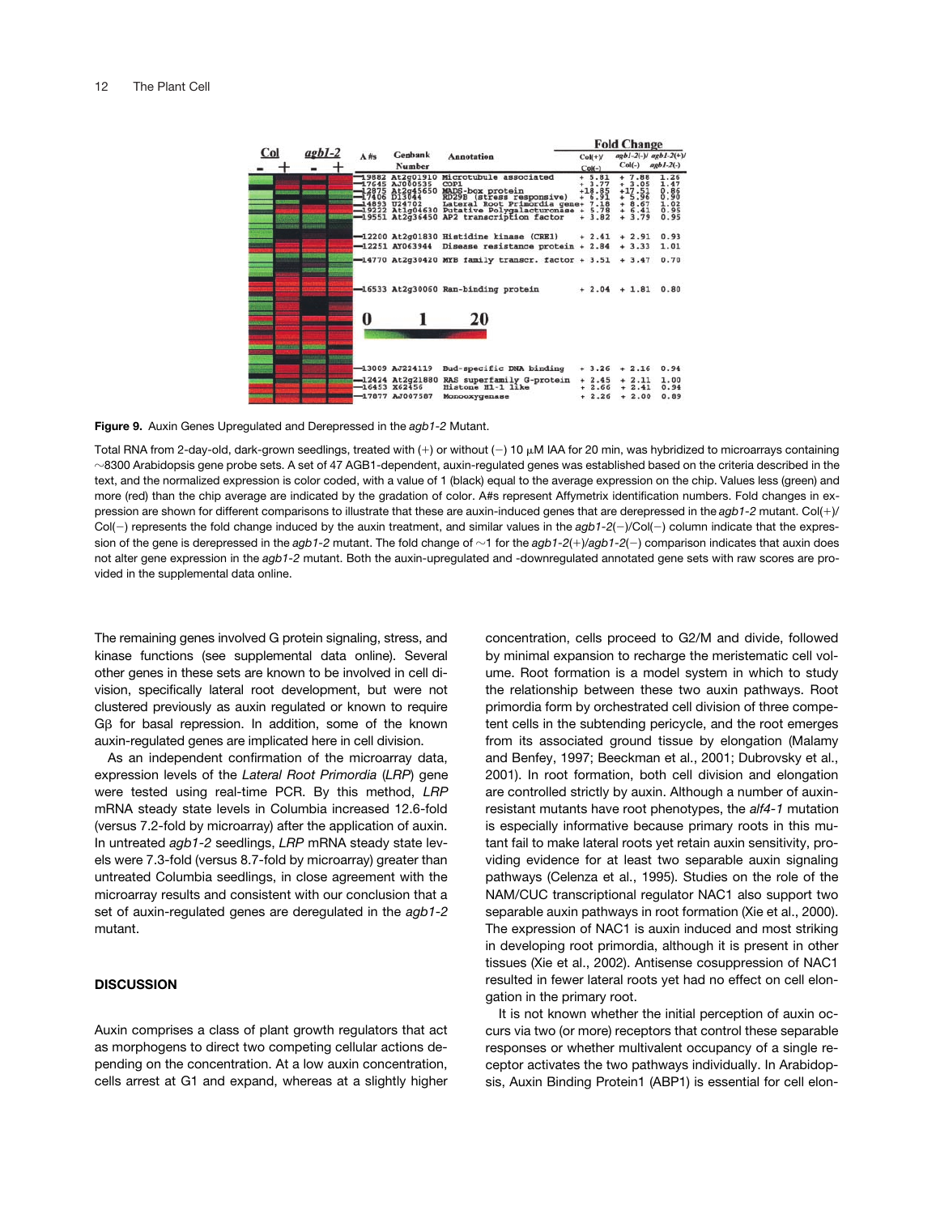| A #s | Genbank Number | Annotation | Col(+)/ Col(−) | agb1-2(−)/ Col(−) | agb1-2(+)/ agb1-2(−) |
|---|---|---|---|---|---|
| 19882 | At2g01910 | Microtubule associated | + 5.81 | + 7.88 | 1.26 |
| 17645 | AJ000535 | COP1 | + 3.77 | + 3.05 | 1.47 |
| 12875 | At2g45650 | MADS-box protein | +18.85 | +17.51 | 0.86 |
| 17406 | D13044 | RD29B (stress responsive) | + 6.91 | + 5.96 | 0.90 |
| 14893 | U24702 | Lateral Root Primordia gene | + 7.18 | + 8.67 | 1.02 |
| 19222 | At1g04630 | Putative Polygalacturonase | + 5.78 | + 6.41 | 0.95 |
| 19551 | At2g36450 | AP2 transcription factor | + 3.82 | + 3.79 | 0.95 |
| 12200 | At2g01830 | Histidine kinase (CRE1) | + 2.41 | + 2.91 | 0.93 |
| 12251 | AY063944 | Disease resistance protein | + 2.84 | + 3.33 | 1.01 |
| 14770 | At2g30420 | MYB family transcr. factor | + 3.51 | + 3.47 | 0.70 |
| 16533 | At2g30060 | Ran-binding protein | + 2.04 | + 1.81 | 0.80 |
| 13009 | AJ224119 | Bud-specific DNA binding | + 3.26 | + 2.16 | 0.94 |
| 12424 | At2g21880 | RAS superfamily G-protein | + 2.45 | + 2.11 | 1.00 |
| 16453 | X62456 | Histone H1-1 like | + 2.66 | + 2.41 | 0.94 |
| 17877 | AJ007587 | Monooxygenase | + 2.26 | + 2.00 | 0.89 |

**Figure 9.** Auxin Genes Upregulated and Derepressed in the *agb1-2* Mutant.

Total RNA from 2-day-old, dark-grown seedlings, treated with (+) or without (−) 10 μM IAA for 20 min, was hybridized to microarrays containing ~8300 Arabidopsis gene probe sets. A set of 47 AGB1-dependent, auxin-regulated genes was established based on the criteria described in the text, and the normalized expression is color coded, with a value of 1 (black) equal to the average expression on the chip. Values less (green) and more (red) than the chip average are indicated by the gradation of color. A#s represent Affymetrix identification numbers. Fold changes in expression are shown for different comparisons to illustrate that these are auxin-induced genes that are derepressed in the *agb1-2* mutant. Col(+)/Col(−) represents the fold change induced by the auxin treatment, and similar values in the *agb1-2*(−)/Col(−) column indicate that the expression of the gene is derepressed in the *agb1-2* mutant. The fold change of ~1 for the *agb1-2*(+)/*agb1-2*(−) comparison indicates that auxin does not alter gene expression in the *agb1-2* mutant. Both the auxin-upregulated and -downregulated annotated gene sets with raw scores are provided in the supplemental data online.

The remaining genes involved G protein signaling, stress, and kinase functions (see supplemental data online). Several other genes in these sets are known to be involved in cell division, specifically lateral root development, but were not clustered previously as auxin regulated or known to require Gβ for basal repression. In addition, some of the known auxin-regulated genes are implicated here in cell division.

As an independent confirmation of the microarray data, expression levels of the *Lateral Root Primordia* (*LRP*) gene were tested using real-time PCR. By this method, *LRP* mRNA steady state levels in Columbia increased 12.6-fold (versus 7.2-fold by microarray) after the application of auxin. In untreated *agb1-2* seedlings, *LRP* mRNA steady state levels were 7.3-fold (versus 8.7-fold by microarray) greater than untreated Columbia seedlings, in close agreement with the microarray results and consistent with our conclusion that a set of auxin-regulated genes are deregulated in the *agb1-2* mutant.

## DISCUSSION

Auxin comprises a class of plant growth regulators that act as morphogens to direct two competing cellular actions depending on the concentration. At a low auxin concentration, cells arrest at G1 and expand, whereas at a slightly higher concentration, cells proceed to G2/M and divide, followed by minimal expansion to recharge the meristematic cell volume. Root formation is a model system in which to study the relationship between these two auxin pathways. Root primordia form by orchestrated cell division of three competent cells in the subtending pericycle, and the root emerges from its associated ground tissue by elongation (Malamy and Benfey, 1997; Beeckman et al., 2001; Dubrovsky et al., 2001). In root formation, both cell division and elongation are controlled strictly by auxin. Although a number of auxin-resistant mutants have root phenotypes, the *alf4-1* mutation is especially informative because primary roots in this mutant fail to make lateral roots yet retain auxin sensitivity, providing evidence for at least two separable auxin signaling pathways (Celenza et al., 1995). Studies on the role of the NAM/CUC transcriptional regulator NAC1 also support two separable auxin pathways in root formation (Xie et al., 2000). The expression of NAC1 is auxin induced and most striking in developing root primordia, although it is present in other tissues (Xie et al., 2002). Antisense cosuppression of NAC1 resulted in fewer lateral roots yet had no effect on cell elongation in the primary root.

It is not known whether the initial perception of auxin occurs via two (or more) receptors that control these separable responses or whether multivalent occupancy of a single receptor activates the two pathways individually. In Arabidopsis, Auxin Binding Protein1 (ABP1) is essential for cell elon-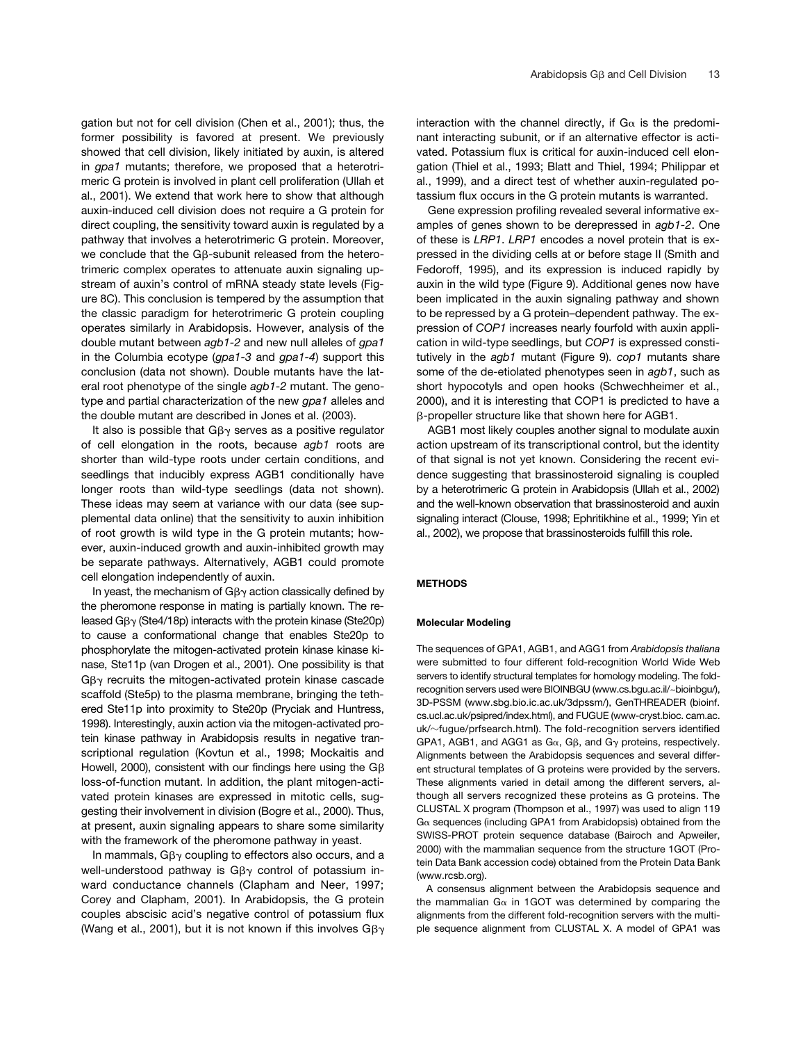gation but not for cell division (Chen et al., 2001); thus, the former possibility is favored at present. We previously showed that cell division, likely initiated by auxin, is altered in *gpa1* mutants; therefore, we proposed that a heterotrimeric G protein is involved in plant cell proliferation (Ullah et al., 2001). We extend that work here to show that although auxin-induced cell division does not require a G protein for direct coupling, the sensitivity toward auxin is regulated by a pathway that involves a heterotrimeric G protein. Moreover, we conclude that the Gβ-subunit released from the heterotrimeric complex operates to attenuate auxin signaling upstream of auxin's control of mRNA steady state levels (Figure 8C). This conclusion is tempered by the assumption that the classic paradigm for heterotrimeric G protein coupling operates similarly in Arabidopsis. However, analysis of the double mutant between *agb1-2* and new null alleles of *gpa1* in the Columbia ecotype (*gpa1-3* and *gpa1-4*) support this conclusion (data not shown). Double mutants have the lateral root phenotype of the single *agb1-2* mutant. The genotype and partial characterization of the new *gpa1* alleles and the double mutant are described in Jones et al. (2003).

It also is possible that Gβγ serves as a positive regulator of cell elongation in the roots, because *agb1* roots are shorter than wild-type roots under certain conditions, and seedlings that inducibly express AGB1 conditionally have longer roots than wild-type seedlings (data not shown). These ideas may seem at variance with our data (see supplemental data online) that the sensitivity to auxin inhibition of root growth is wild type in the G protein mutants; however, auxin-induced growth and auxin-inhibited growth may be separate pathways. Alternatively, AGB1 could promote cell elongation independently of auxin.

In yeast, the mechanism of Gβγ action classically defined by the pheromone response in mating is partially known. The released Gβγ (Ste4/18p) interacts with the protein kinase (Ste20p) to cause a conformational change that enables Ste20p to phosphorylate the mitogen-activated protein kinase kinase kinase, Ste11p (van Drogen et al., 2001). One possibility is that Gβγ recruits the mitogen-activated protein kinase cascade scaffold (Ste5p) to the plasma membrane, bringing the tethered Ste11p into proximity to Ste20p (Pryciak and Huntress, 1998). Interestingly, auxin action via the mitogen-activated protein kinase pathway in Arabidopsis results in negative transcriptional regulation (Kovtun et al., 1998; Mockaitis and Howell, 2000), consistent with our findings here using the Gβ loss-of-function mutant. In addition, the plant mitogen-activated protein kinases are expressed in mitotic cells, suggesting their involvement in division (Bogre et al., 2000). Thus, at present, auxin signaling appears to share some similarity with the framework of the pheromone pathway in yeast.

In mammals, Gβγ coupling to effectors also occurs, and a well-understood pathway is Gβγ control of potassium inward conductance channels (Clapham and Neer, 1997; Corey and Clapham, 2001). In Arabidopsis, the G protein couples abscisic acid's negative control of potassium flux (Wang et al., 2001), but it is not known if this involves Gβγ interaction with the channel directly, if Gα is the predominant interacting subunit, or if an alternative effector is activated. Potassium flux is critical for auxin-induced cell elongation (Thiel et al., 1993; Blatt and Thiel, 1994; Philippar et al., 1999), and a direct test of whether auxin-regulated potassium flux occurs in the G protein mutants is warranted.

Gene expression profiling revealed several informative examples of genes shown to be derepressed in *agb1-2*. One of these is *LRP1*. *LRP1* encodes a novel protein that is expressed in the dividing cells at or before stage II (Smith and Fedoroff, 1995), and its expression is induced rapidly by auxin in the wild type (Figure 9). Additional genes now have been implicated in the auxin signaling pathway and shown to be repressed by a G protein–dependent pathway. The expression of *COP1* increases nearly fourfold with auxin application in wild-type seedlings, but *COP1* is expressed constitutively in the *agb1* mutant (Figure 9). *cop1* mutants share some of the de-etiolated phenotypes seen in *agb1*, such as short hypocotyls and open hooks (Schwechheimer et al., 2000), and it is interesting that COP1 is predicted to have a β-propeller structure like that shown here for AGB1.

AGB1 most likely couples another signal to modulate auxin action upstream of its transcriptional control, but the identity of that signal is not yet known. Considering the recent evidence suggesting that brassinosteroid signaling is coupled by a heterotrimeric G protein in Arabidopsis (Ullah et al., 2002) and the well-known observation that brassinosteroid and auxin signaling interact (Clouse, 1998; Ephritikhine et al., 1999; Yin et al., 2002), we propose that brassinosteroids fulfill this role.

## METHODS

### Molecular Modeling

The sequences of GPA1, AGB1, and AGG1 from *Arabidopsis thaliana* were submitted to four different fold-recognition World Wide Web servers to identify structural templates for homology modeling. The fold-recognition servers used were BIOINBGU (www.cs.bgu.ac.il/~bioinbgu/), 3D-PSSM (www.sbg.bio.ic.ac.uk/3dpssm/), GenTHREADER (bioinf.cs.ucl.ac.uk/psipred/index.html), and FUGUE (www-cryst.bioc.cam.ac.uk/~fugue/prfsearch.html). The fold-recognition servers identified GPA1, AGB1, and AGG1 as Gα, Gβ, and Gγ proteins, respectively. Alignments between the Arabidopsis sequences and several different structural templates of G proteins were provided by the servers. These alignments varied in detail among the different servers, although all servers recognized these proteins as G proteins. The CLUSTAL X program (Thompson et al., 1997) was used to align 119 Gα sequences (including GPA1 from Arabidopsis) obtained from the SWISS-PROT protein sequence database (Bairoch and Apweiler, 2000) with the mammalian sequence from the structure 1GOT (Protein Data Bank accession code) obtained from the Protein Data Bank (www.rcsb.org).

A consensus alignment between the Arabidopsis sequence and the mammalian Gα in 1GOT was determined by comparing the alignments from the different fold-recognition servers with the multiple sequence alignment from CLUSTAL X. A model of GPA1 was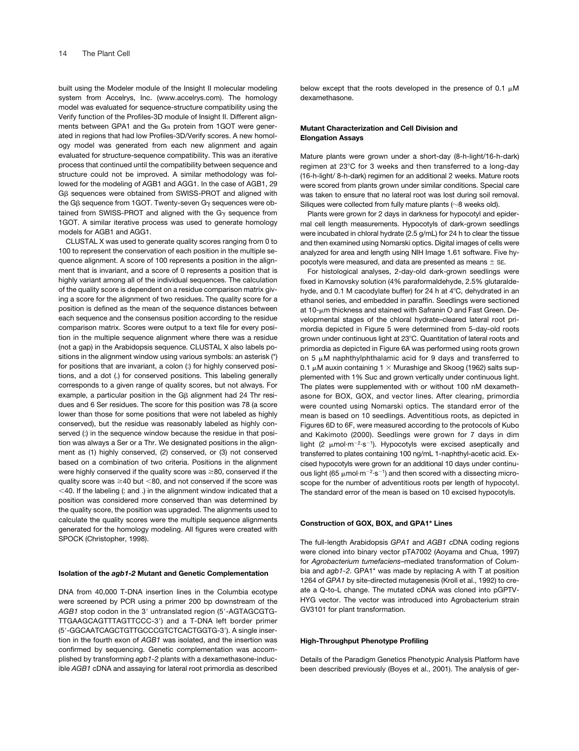built using the Modeler module of the Insight II molecular modeling system from Accelrys, Inc. (www.accelrys.com). The homology model was evaluated for sequence-structure compatibility using the Verify function of the Profiles-3D module of Insight II. Different alignments between GPA1 and the Gα protein from 1GOT were generated in regions that had low Profiles-3D/Verify scores. A new homology model was generated from each new alignment and again evaluated for structure-sequence compatibility. This was an iterative process that continued until the compatibility between sequence and structure could not be improved. A similar methodology was followed for the modeling of AGB1 and AGG1. In the case of AGB1, 29 Gβ sequences were obtained from SWISS-PROT and aligned with the Gβ sequence from 1GOT. Twenty-seven Gγ sequences were obtained from SWISS-PROT and aligned with the Gγ sequence from 1GOT. A similar iterative process was used to generate homology models for AGB1 and AGG1.

CLUSTAL X was used to generate quality scores ranging from 0 to 100 to represent the conservation of each position in the multiple sequence alignment. A score of 100 represents a position in the alignment that is invariant, and a score of 0 represents a position that is highly variant among all of the individual sequences. The calculation of the quality score is dependent on a residue comparison matrix giving a score for the alignment of two residues. The quality score for a position is defined as the mean of the sequence distances between each sequence and the consensus position according to the residue comparison matrix. Scores were output to a text file for every position in the multiple sequence alignment where there was a residue (not a gap) in the Arabidopsis sequence. CLUSTAL X also labels positions in the alignment window using various symbols: an asterisk (*) for positions that are invariant, a colon (:) for highly conserved positions, and a dot (.) for conserved positions. This labeling generally corresponds to a given range of quality scores, but not always. For example, a particular position in the Gβ alignment had 24 Thr residues and 6 Ser residues. The score for this position was 78 (a score lower than those for some positions that were not labeled as highly conserved), but the residue was reasonably labeled as highly conserved (:) in the sequence window because the residue in that position was always a Ser or a Thr. We designated positions in the alignment as (1) highly conserved, (2) conserved, or (3) not conserved based on a combination of two criteria. Positions in the alignment were highly conserved if the quality score was ≥80, conserved if the quality score was ≥40 but <80, and not conserved if the score was <40. If the labeling (: and .) in the alignment window indicated that a position was considered more conserved than was determined by the quality score, the position was upgraded. The alignments used to calculate the quality scores were the multiple sequence alignments generated for the homology modeling. All figures were created with SPOCK (Christopher, 1998).

### Isolation of the *agb1-2* Mutant and Genetic Complementation

DNA from 40,000 T-DNA insertion lines in the Columbia ecotype were screened by PCR using a primer 200 bp downstream of the *AGB1* stop codon in the 3′ untranslated region (5′-AGTAGCGTG-TTGAAGCAGTTTAGTTCCC-3′) and a T-DNA left border primer (5′-GGCAATCAGCTGTTGCCCGTCTCACTGGTG-3′). A single insertion in the fourth exon of *AGB1* was isolated, and the insertion was confirmed by sequencing. Genetic complementation was accomplished by transforming *agb1-2* plants with a dexamethasone-inducible *AGB1* cDNA and assaying for lateral root primordia as described below except that the roots developed in the presence of 0.1 μM dexamethasone.

### Mutant Characterization and Cell Division and Elongation Assays

Mature plants were grown under a short-day (8-h-light/16-h-dark) regimen at 23°C for 3 weeks and then transferred to a long-day (16-h-light/ 8-h-dark) regimen for an additional 2 weeks. Mature roots were scored from plants grown under similar conditions. Special care was taken to ensure that no lateral root was lost during soil removal. Siliques were collected from fully mature plants (~8 weeks old).

Plants were grown for 2 days in darkness for hypocotyl and epidermal cell length measurements. Hypocotyls of dark-grown seedlings were incubated in chloral hydrate (2.5 g/mL) for 24 h to clear the tissue and then examined using Nomarski optics. Digital images of cells were analyzed for area and length using NIH Image 1.61 software. Five hypocotyls were measured, and data are presented as means ± SE.

For histological analyses, 2-day-old dark-grown seedlings were fixed in Karnovsky solution (4% paraformaldehyde, 2.5% glutaraldehyde, and 0.1 M cacodylate buffer) for 24 h at 4°C, dehydrated in an ethanol series, and embedded in paraffin. Seedlings were sectioned at 10-μm thickness and stained with Safranin O and Fast Green. Developmental stages of the chloral hydrate–cleared lateral root primordia depicted in Figure 5 were determined from 5-day-old roots grown under continuous light at 23°C. Quantitation of lateral roots and primordia as depicted in Figure 6A was performed using roots grown on 5 μM naphthylphthalamic acid for 9 days and transferred to 0.1 μM auxin containing 1 × Murashige and Skoog (1962) salts supplemented with 1% Suc and grown vertically under continuous light. The plates were supplemented with or without 100 nM dexamethasone for BOX, GOX, and vector lines. After clearing, primordia were counted using Nomarski optics. The standard error of the mean is based on 10 seedlings. Adventitious roots, as depicted in Figures 6D to 6F, were measured according to the protocols of Kubo and Kakimoto (2000). Seedlings were grown for 7 days in dim light (2 $\mu$mol·m$^{-2}$·s$^{-1}$). Hypocotyls were excised aseptically and transferred to plates containing 100 ng/mL 1-naphthyl-acetic acid. Excised hypocotyls were grown for an additional 10 days under continuous light (65 $\mu$mol·m$^{-2}$·s$^{-1}$) and then scored with a dissecting microscope for the number of adventitious roots per length of hypocotyl. The standard error of the mean is based on 10 excised hypocotyls.

### Construction of GOX, BOX, and GPA1* Lines

The full-length Arabidopsis *GPA1* and *AGB1* cDNA coding regions were cloned into binary vector pTA7002 (Aoyama and Chua, 1997) for *Agrobacterium tumefaciens*–mediated transformation of Columbia and *agb1-2*. GPA1* was made by replacing A with T at position 1264 of *GPA1* by site-directed mutagenesis (Kroll et al., 1992) to create a Q-to-L change. The mutated cDNA was cloned into pGPTV-HYG vector. The vector was introduced into Agrobacterium strain GV3101 for plant transformation.

### High-Throughput Phenotype Profiling

Details of the Paradigm Genetics Phenotypic Analysis Platform have been described previously (Boyes et al., 2001). The analysis of ger-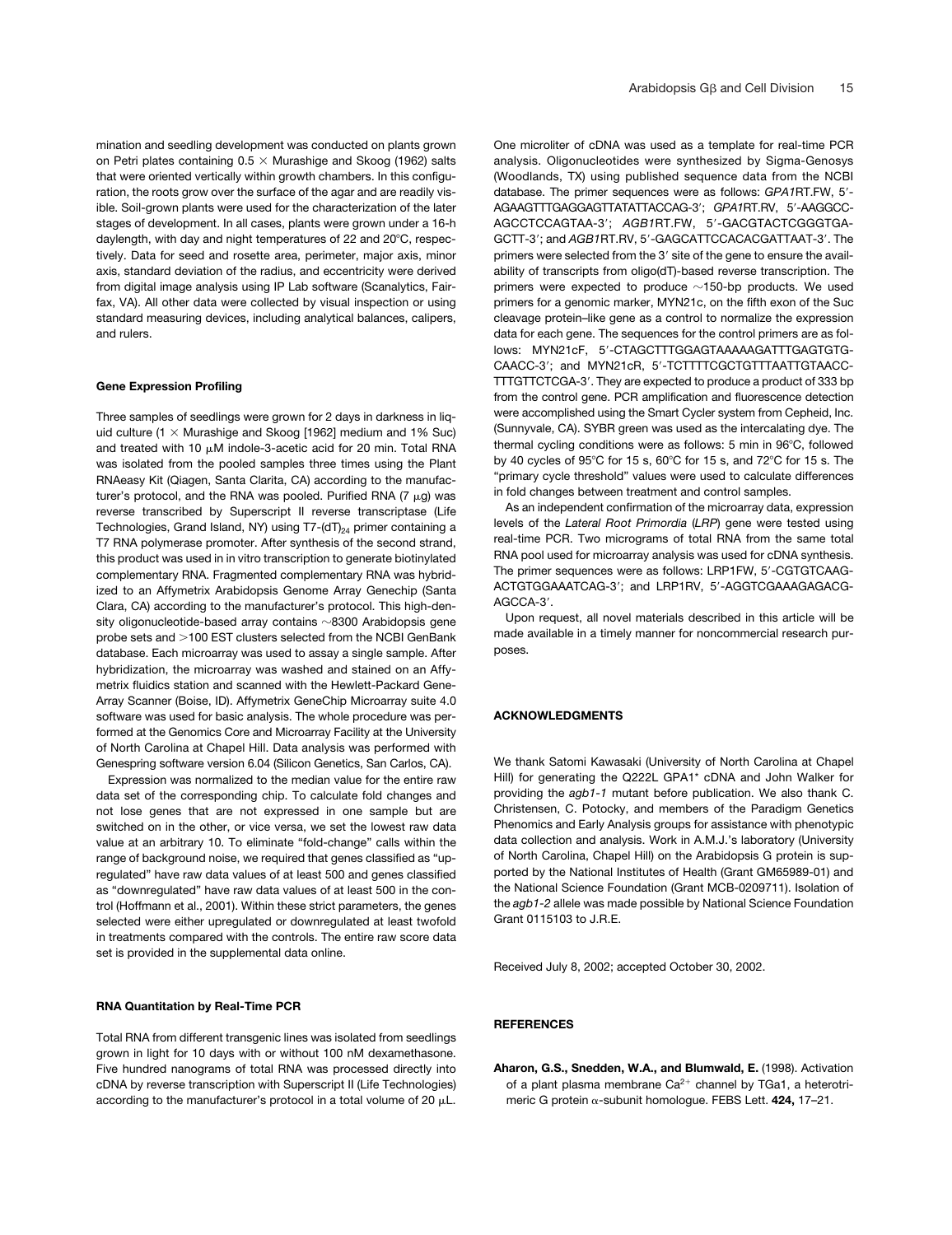mination and seedling development was conducted on plants grown on Petri plates containing 0.5 × Murashige and Skoog (1962) salts that were oriented vertically within growth chambers. In this configuration, the roots grow over the surface of the agar and are readily visible. Soil-grown plants were used for the characterization of the later stages of development. In all cases, plants were grown under a 16-h daylength, with day and night temperatures of 22 and 20°C, respectively. Data for seed and rosette area, perimeter, major axis, minor axis, standard deviation of the radius, and eccentricity were derived from digital image analysis using IP Lab software (Scanalytics, Fairfax, VA). All other data were collected by visual inspection or using standard measuring devices, including analytical balances, calipers, and rulers.

#### Gene Expression Profiling

Three samples of seedlings were grown for 2 days in darkness in liquid culture (1 × Murashige and Skoog [1962] medium and 1% Suc) and treated with 10 μM indole-3-acetic acid for 20 min. Total RNA was isolated from the pooled samples three times using the Plant RNAeasy Kit (Qiagen, Santa Clarita, CA) according to the manufacturer's protocol, and the RNA was pooled. Purified RNA (7 μg) was reverse transcribed by Superscript II reverse transcriptase (Life Technologies, Grand Island, NY) using T7-$(dT)_{24}$ primer containing a T7 RNA polymerase promoter. After synthesis of the second strand, this product was used in in vitro transcription to generate biotinylated complementary RNA. Fragmented complementary RNA was hybridized to an Affymetrix Arabidopsis Genome Array Genechip (Santa Clara, CA) according to the manufacturer's protocol. This high-density oligonucleotide-based array contains ~8300 Arabidopsis gene probe sets and >100 EST clusters selected from the NCBI GenBank database. Each microarray was used to assay a single sample. After hybridization, the microarray was washed and stained on an Affymetrix fluidics station and scanned with the Hewlett-Packard GeneArray Scanner (Boise, ID). Affymetrix GeneChip Microarray suite 4.0 software was used for basic analysis. The whole procedure was performed at the Genomics Core and Microarray Facility at the University of North Carolina at Chapel Hill. Data analysis was performed with Genespring software version 6.04 (Silicon Genetics, San Carlos, CA).

Expression was normalized to the median value for the entire raw data set of the corresponding chip. To calculate fold changes and not lose genes that are not expressed in one sample but are switched on in the other, or vice versa, we set the lowest raw data value at an arbitrary 10. To eliminate "fold-change" calls within the range of background noise, we required that genes classified as "upregulated" have raw data values of at least 500 and genes classified as "downregulated" have raw data values of at least 500 in the control (Hoffmann et al., 2001). Within these strict parameters, the genes selected were either upregulated or downregulated at least twofold in treatments compared with the controls. The entire raw score data set is provided in the supplemental data online.

#### RNA Quantitation by Real-Time PCR

Total RNA from different transgenic lines was isolated from seedlings grown in light for 10 days with or without 100 nM dexamethasone. Five hundred nanograms of total RNA was processed directly into cDNA by reverse transcription with Superscript II (Life Technologies) according to the manufacturer's protocol in a total volume of 20 μL. One microliter of cDNA was used as a template for real-time PCR analysis. Oligonucleotides were synthesized by Sigma-Genosys (Woodlands, TX) using published sequence data from the NCBI database. The primer sequences were as follows: *GPA1*RT.FW, 5′-AGAAGTTTGAGGAGTTATATTACCAG-3′; *GPA1*RT.RV, 5′-AAGGCC-AGCCTCCAGTAA-3′; *AGB1*RT.FW, 5′-GACGTACTCGGGTGA-GCTT-3′; and *AGB1*RT.RV, 5′-GAGCATTCCACACGATTAAT-3′. The primers were selected from the 3′ site of the gene to ensure the availability of transcripts from oligo(dT)-based reverse transcription. The primers were expected to produce ~150-bp products. We used primers for a genomic marker, MYN21c, on the fifth exon of the Suc cleavage protein–like gene as a control to normalize the expression data for each gene. The sequences for the control primers are as follows: MYN21cF, 5′-CTAGCTTTGGAGTAAAAAGATTTGAGTGTG-CAACC-3′; and MYN21cR, 5′-TCTTTTCGCTGTTTAATTGTAACC-TTTGTTCTCGA-3′. They are expected to produce a product of 333 bp from the control gene. PCR amplification and fluorescence detection were accomplished using the Smart Cycler system from Cepheid, Inc. (Sunnyvale, CA). SYBR green was used as the intercalating dye. The thermal cycling conditions were as follows: 5 min in 96°C, followed by 40 cycles of 95°C for 15 s, 60°C for 15 s, and 72°C for 15 s. The "primary cycle threshold" values were used to calculate differences in fold changes between treatment and control samples.

As an independent confirmation of the microarray data, expression levels of the *Lateral Root Primordia* (*LRP*) gene were tested using real-time PCR. Two micrograms of total RNA from the same total RNA pool used for microarray analysis was used for cDNA synthesis. The primer sequences were as follows: LRP1FW, 5′-CGTGTCAAG-ACTGTGGAAATCAG-3′; and LRP1RV, 5′-AGGTCGAAAGAGACG-AGCCA-3′.

Upon request, all novel materials described in this article will be made available in a timely manner for noncommercial research purposes.

## ACKNOWLEDGMENTS

We thank Satomi Kawasaki (University of North Carolina at Chapel Hill) for generating the Q222L GPA1* cDNA and John Walker for providing the *agb1-1* mutant before publication. We also thank C. Christensen, C. Potocky, and members of the Paradigm Genetics Phenomics and Early Analysis groups for assistance with phenotypic data collection and analysis. Work in A.M.J.'s laboratory (University of North Carolina, Chapel Hill) on the Arabidopsis G protein is supported by the National Institutes of Health (Grant GM65989-01) and the National Science Foundation (Grant MCB-0209711). Isolation of the *agb1-2* allele was made possible by National Science Foundation Grant 0115103 to J.R.E.

Received July 8, 2002; accepted October 30, 2002.

## REFERENCES

**Aharon, G.S., Snedden, W.A., and Blumwald, E.** (1998). Activation of a plant plasma membrane $Ca^{2+}$ channel by TGa1, a heterotrimeric G protein α-subunit homologue. FEBS Lett. **424,** 17–21.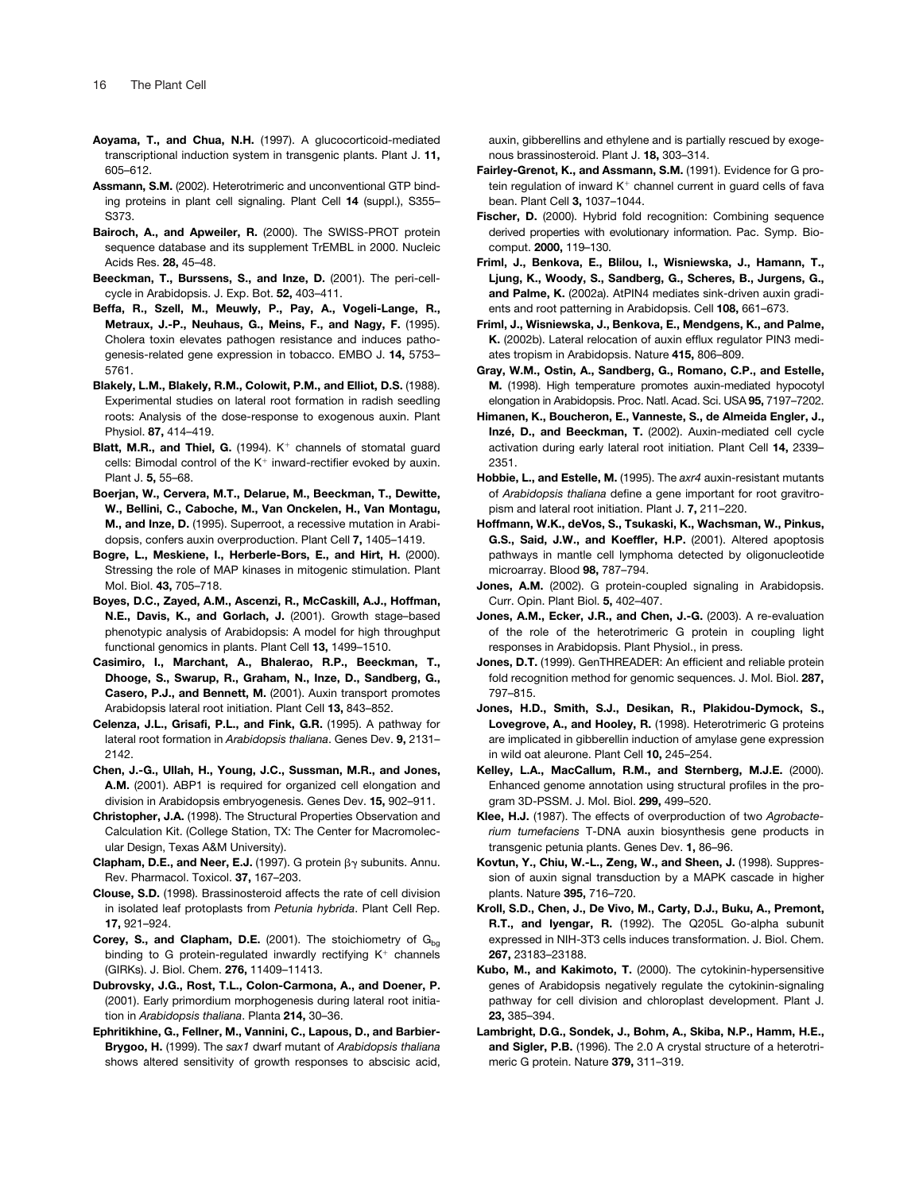**Aoyama, T., and Chua, N.H.** (1997). A glucocorticoid-mediated transcriptional induction system in transgenic plants. Plant J. **11,** 605–612.

**Assmann, S.M.** (2002). Heterotrimeric and unconventional GTP binding proteins in plant cell signaling. Plant Cell **14** (suppl.), S355–S373.

**Bairoch, A., and Apweiler, R.** (2000). The SWISS-PROT protein sequence database and its supplement TrEMBL in 2000. Nucleic Acids Res. **28,** 45–48.

**Beeckman, T., Burssens, S., and Inze, D.** (2001). The peri-cell-cycle in Arabidopsis. J. Exp. Bot. **52,** 403–411.

**Beffa, R., Szell, M., Meuwly, P., Pay, A., Vogeli-Lange, R., Metraux, J.-P., Neuhaus, G., Meins, F., and Nagy, F.** (1995). Cholera toxin elevates pathogen resistance and induces pathogenesis-related gene expression in tobacco. EMBO J. **14,** 5753–5761.

**Blakely, L.M., Blakely, R.M., Colowit, P.M., and Elliot, D.S.** (1988). Experimental studies on lateral root formation in radish seedling roots: Analysis of the dose-response to exogenous auxin. Plant Physiol. **87,** 414–419.

**Blatt, M.R., and Thiel, G.** (1994). $K^+$ channels of stomatal guard cells: Bimodal control of the $K^+$ inward-rectifier evoked by auxin. Plant J. **5,** 55–68.

**Boerjan, W., Cervera, M.T., Delarue, M., Beeckman, T., Dewitte, W., Bellini, C., Caboche, M., Van Onckelen, H., Van Montagu, M., and Inze, D.** (1995). Superroot, a recessive mutation in Arabidopsis, confers auxin overproduction. Plant Cell **7,** 1405–1419.

**Bogre, L., Meskiene, I., Herberle-Bors, E., and Hirt, H.** (2000). Stressing the role of MAP kinases in mitogenic stimulation. Plant Mol. Biol. **43,** 705–718.

**Boyes, D.C., Zayed, A.M., Ascenzi, R., McCaskill, A.J., Hoffman, N.E., Davis, K., and Gorlach, J.** (2001). Growth stage–based phenotypic analysis of Arabidopsis: A model for high throughput functional genomics in plants. Plant Cell **13,** 1499–1510.

**Casimiro, I., Marchant, A., Bhalerao, R.P., Beeckman, T., Dhooge, S., Swarup, R., Graham, N., Inze, D., Sandberg, G., Casero, P.J., and Bennett, M.** (2001). Auxin transport promotes Arabidopsis lateral root initiation. Plant Cell **13,** 843–852.

**Celenza, J.L., Grisafi, P.L., and Fink, G.R.** (1995). A pathway for lateral root formation in *Arabidopsis thaliana*. Genes Dev. **9,** 2131–2142.

**Chen, J.-G., Ullah, H., Young, J.C., Sussman, M.R., and Jones, A.M.** (2001). ABP1 is required for organized cell elongation and division in Arabidopsis embryogenesis. Genes Dev. **15,** 902–911.

**Christopher, J.A.** (1998). The Structural Properties Observation and Calculation Kit. (College Station, TX: The Center for Macromolecular Design, Texas A&M University).

**Clapham, D.E., and Neer, E.J.** (1997). G protein $\beta\gamma$ subunits. Annu. Rev. Pharmacol. Toxicol. **37,** 167–203.

**Clouse, S.D.** (1998). Brassinosteroid affects the rate of cell division in isolated leaf protoplasts from *Petunia hybrida*. Plant Cell Rep. **17,** 921–924.

**Corey, S., and Clapham, D.E.** (2001). The stoichiometry of $G_{bg}$ binding to G protein-regulated inwardly rectifying $K^+$ channels (GIRKs). J. Biol. Chem. **276,** 11409–11413.

**Dubrovsky, J.G., Rost, T.L., Colon-Carmona, A., and Doener, P.** (2001). Early primordium morphogenesis during lateral root initiation in *Arabidopsis thaliana*. Planta **214,** 30–36.

**Ephritikhine, G., Fellner, M., Vannini, C., Lapous, D., and Barbier-Brygoo, H.** (1999). The *sax1* dwarf mutant of *Arabidopsis thaliana* shows altered sensitivity of growth responses to abscisic acid, auxin, gibberellins and ethylene and is partially rescued by exogenous brassinosteroid. Plant J. **18,** 303–314.

**Fairley-Grenot, K., and Assmann, S.M.** (1991). Evidence for G protein regulation of inward $K^+$ channel current in guard cells of fava bean. Plant Cell **3,** 1037–1044.

**Fischer, D.** (2000). Hybrid fold recognition: Combining sequence derived properties with evolutionary information. Pac. Symp. Biocomput. **2000,** 119–130.

**Friml, J., Benkova, E., Blilou, I., Wisniewska, J., Hamann, T., Ljung, K., Woody, S., Sandberg, G., Scheres, B., Jurgens, G., and Palme, K.** (2002a). AtPIN4 mediates sink-driven auxin gradients and root patterning in Arabidopsis. Cell **108,** 661–673.

**Friml, J., Wisniewska, J., Benkova, E., Mendgens, K., and Palme, K.** (2002b). Lateral relocation of auxin efflux regulator PIN3 mediates tropism in Arabidopsis. Nature **415,** 806–809.

**Gray, W.M., Ostin, A., Sandberg, G., Romano, C.P., and Estelle, M.** (1998). High temperature promotes auxin-mediated hypocotyl elongation in Arabidopsis. Proc. Natl. Acad. Sci. USA **95,** 7197–7202.

**Himanen, K., Boucheron, E., Vanneste, S., de Almeida Engler, J., Inzé, D., and Beeckman, T.** (2002). Auxin-mediated cell cycle activation during early lateral root initiation. Plant Cell **14,** 2339–2351.

**Hobbie, L., and Estelle, M.** (1995). The *axr4* auxin-resistant mutants of *Arabidopsis thaliana* define a gene important for root gravitropism and lateral root initiation. Plant J. **7,** 211–220.

**Hoffmann, W.K., deVos, S., Tsukaski, K., Wachsman, W., Pinkus, G.S., Said, J.W., and Koeffler, H.P.** (2001). Altered apoptosis pathways in mantle cell lymphoma detected by oligonucleotide microarray. Blood **98,** 787–794.

**Jones, A.M.** (2002). G protein-coupled signaling in Arabidopsis. Curr. Opin. Plant Biol. **5,** 402–407.

**Jones, A.M., Ecker, J.R., and Chen, J.-G.** (2003). A re-evaluation of the role of the heterotrimeric G protein in coupling light responses in Arabidopsis. Plant Physiol., in press.

**Jones, D.T.** (1999). GenTHREADER: An efficient and reliable protein fold recognition method for genomic sequences. J. Mol. Biol. **287,** 797–815.

**Jones, H.D., Smith, S.J., Desikan, R., Plakidou-Dymock, S., Lovegrove, A., and Hooley, R.** (1998). Heterotrimeric G proteins are implicated in gibberellin induction of amylase gene expression in wild oat aleurone. Plant Cell **10,** 245–254.

**Kelley, L.A., MacCallum, R.M., and Sternberg, M.J.E.** (2000). Enhanced genome annotation using structural profiles in the program 3D-PSSM. J. Mol. Biol. **299,** 499–520.

**Klee, H.J.** (1987). The effects of overproduction of two *Agrobacterium tumefaciens* T-DNA auxin biosynthesis gene products in transgenic petunia plants. Genes Dev. **1,** 86–96.

**Kovtun, Y., Chiu, W.-L., Zeng, W., and Sheen, J.** (1998). Suppression of auxin signal transduction by a MAPK cascade in higher plants. Nature **395,** 716–720.

**Kroll, S.D., Chen, J., De Vivo, M., Carty, D.J., Buku, A., Premont, R.T., and Iyengar, R.** (1992). The Q205L Go-alpha subunit expressed in NIH-3T3 cells induces transformation. J. Biol. Chem. **267,** 23183–23188.

**Kubo, M., and Kakimoto, T.** (2000). The cytokinin-hypersensitive genes of Arabidopsis negatively regulate the cytokinin-signaling pathway for cell division and chloroplast development. Plant J. **23,** 385–394.

**Lambright, D.G., Sondek, J., Bohm, A., Skiba, N.P., Hamm, H.E., and Sigler, P.B.** (1996). The 2.0 A crystal structure of a heterotrimeric G protein. Nature **379,** 311–319.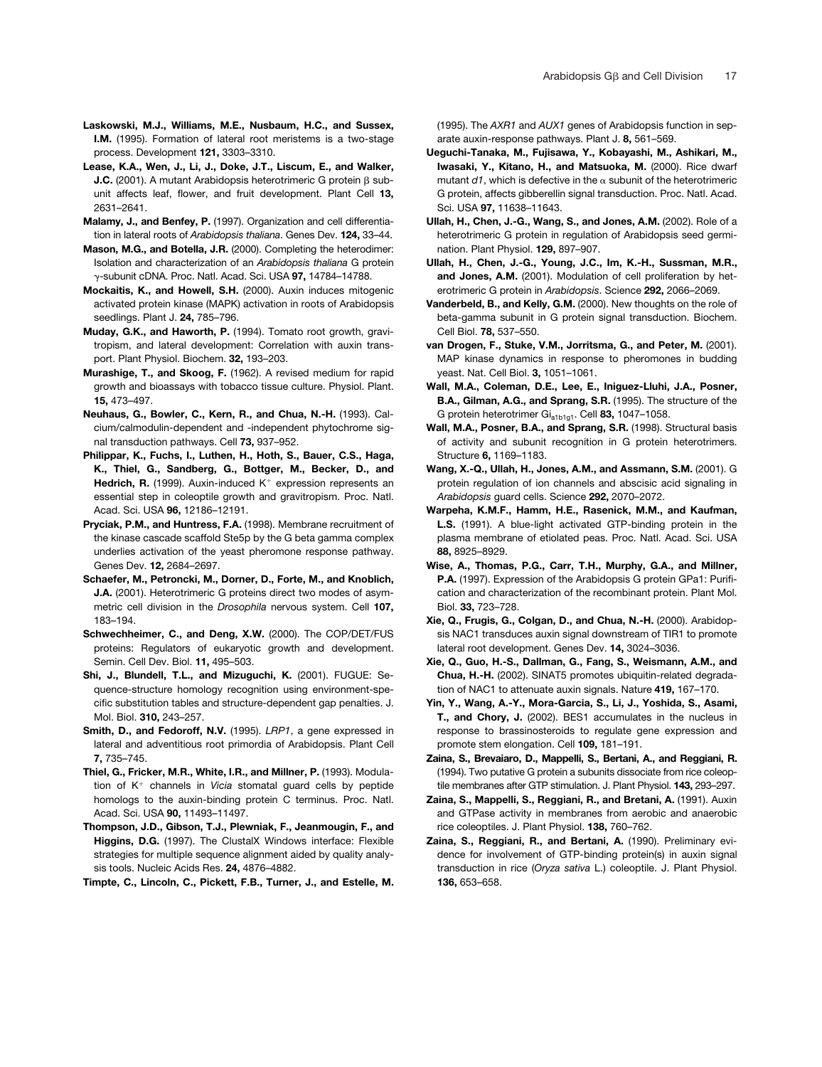**Laskowski, M.J., Williams, M.E., Nusbaum, H.C., and Sussex, I.M.** (1995). Formation of lateral root meristems is a two-stage process. Development **121,** 3303–3310.

**Lease, K.A., Wen, J., Li, J., Doke, J.T., Liscum, E., and Walker, J.C.** (2001). A mutant Arabidopsis heterotrimeric G protein β subunit affects leaf, flower, and fruit development. Plant Cell **13,** 2631–2641.

**Malamy, J., and Benfey, P.** (1997). Organization and cell differentiation in lateral roots of *Arabidopsis thaliana*. Genes Dev. **124,** 33–44.

**Mason, M.G., and Botella, J.R.** (2000). Completing the heterodimer: Isolation and characterization of an *Arabidopsis thaliana* G protein γ-subunit cDNA. Proc. Natl. Acad. Sci. USA **97,** 14784–14788.

**Mockaitis, K., and Howell, S.H.** (2000). Auxin induces mitogenic activated protein kinase (MAPK) activation in roots of Arabidopsis seedlings. Plant J. **24,** 785–796.

**Muday, G.K., and Haworth, P.** (1994). Tomato root growth, gravitropism, and lateral development: Correlation with auxin transport. Plant Physiol. Biochem. **32,** 193–203.

**Murashige, T., and Skoog, F.** (1962). A revised medium for rapid growth and bioassays with tobacco tissue culture. Physiol. Plant. **15,** 473–497.

**Neuhaus, G., Bowler, C., Kern, R., and Chua, N.-H.** (1993). Calcium/calmodulin-dependent and -independent phytochrome signal transduction pathways. Cell **73,** 937–952.

**Philippar, K., Fuchs, I., Luthen, H., Hoth, S., Bauer, C.S., Haga, K., Thiel, G., Sandberg, G., Bottger, M., Becker, D., and Hedrich, R.** (1999). Auxin-induced $K^+$ expression represents an essential step in coleoptile growth and gravitropism. Proc. Natl. Acad. Sci. USA **96,** 12186–12191.

**Pryciak, P.M., and Huntress, F.A.** (1998). Membrane recruitment of the kinase cascade scaffold Ste5p by the G beta gamma complex underlies activation of the yeast pheromone response pathway. Genes Dev. **12,** 2684–2697.

**Schaefer, M., Petroncki, M., Dorner, D., Forte, M., and Knoblich, J.A.** (2001). Heterotrimeric G proteins direct two modes of asymmetric cell division in the *Drosophila* nervous system. Cell **107,** 183–194.

**Schwechheimer, C., and Deng, X.W.** (2000). The COP/DET/FUS proteins: Regulators of eukaryotic growth and development. Semin. Cell Dev. Biol. **11,** 495–503.

**Shi, J., Blundell, T.L., and Mizuguchi, K.** (2001). FUGUE: Sequence-structure homology recognition using environment-specific substitution tables and structure-dependent gap penalties. J. Mol. Biol. **310,** 243–257.

**Smith, D., and Fedoroff, N.V.** (1995). *LRP1*, a gene expressed in lateral and adventitious root primordia of Arabidopsis. Plant Cell **7,** 735–745.

**Thiel, G., Fricker, M.R., White, I.R., and Millner, P.** (1993). Modulation of $K^+$ channels in *Vicia* stomatal guard cells by peptide homologs to the auxin-binding protein C terminus. Proc. Natl. Acad. Sci. USA **90,** 11493–11497.

**Thompson, J.D., Gibson, T.J., Plewniak, F., Jeanmougin, F., and Higgins, D.G.** (1997). The ClustalX Windows interface: Flexible strategies for multiple sequence alignment aided by quality analysis tools. Nucleic Acids Res. **24,** 4876–4882.

**Timpte, C., Lincoln, C., Pickett, F.B., Turner, J., and Estelle, M.** (1995). The *AXR1* and *AUX1* genes of Arabidopsis function in separate auxin-response pathways. Plant J. **8,** 561–569.

**Ueguchi-Tanaka, M., Fujisawa, Y., Kobayashi, M., Ashikari, M., Iwasaki, Y., Kitano, H., and Matsuoka, M.** (2000). Rice dwarf mutant *d1*, which is defective in the α subunit of the heterotrimeric G protein, affects gibberellin signal transduction. Proc. Natl. Acad. Sci. USA **97,** 11638–11643.

**Ullah, H., Chen, J.-G., Wang, S., and Jones, A.M.** (2002). Role of a heterotrimeric G protein in regulation of Arabidopsis seed germination. Plant Physiol. **129,** 897–907.

**Ullah, H., Chen, J.-G., Young, J.C., Im, K.-H., Sussman, M.R., and Jones, A.M.** (2001). Modulation of cell proliferation by heterotrimeric G protein in *Arabidopsis*. Science **292,** 2066–2069.

**Vanderbeld, B., and Kelly, G.M.** (2000). New thoughts on the role of beta-gamma subunit in G protein signal transduction. Biochem. Cell Biol. **78,** 537–550.

**van Drogen, F., Stuke, V.M., Jorritsma, G., and Peter, M.** (2001). MAP kinase dynamics in response to pheromones in budding yeast. Nat. Cell Biol. **3,** 1051–1061.

**Wall, M.A., Coleman, D.E., Lee, E., Iniguez-Lluhi, J.A., Posner, B.A., Gilman, A.G., and Sprang, S.R.** (1995). The structure of the G protein heterotrimer $Gi_{a1b1g1}$. Cell **83,** 1047–1058.

**Wall, M.A., Posner, B.A., and Sprang, S.R.** (1998). Structural basis of activity and subunit recognition in G protein heterotrimers. Structure **6,** 1169–1183.

**Wang, X.-Q., Ullah, H., Jones, A.M., and Assmann, S.M.** (2001). G protein regulation of ion channels and abscisic acid signaling in *Arabidopsis* guard cells. Science **292,** 2070–2072.

**Warpeha, K.M.F., Hamm, H.E., Rasenick, M.M., and Kaufman, L.S.** (1991). A blue-light activated GTP-binding protein in the plasma membrane of etiolated peas. Proc. Natl. Acad. Sci. USA **88,** 8925–8929.

**Wise, A., Thomas, P.G., Carr, T.H., Murphy, G.A., and Millner, P.A.** (1997). Expression of the Arabidopsis G protein GPa1: Purification and characterization of the recombinant protein. Plant Mol. Biol. **33,** 723–728.

**Xie, Q., Frugis, G., Colgan, D., and Chua, N.-H.** (2000). Arabidopsis NAC1 transduces auxin signal downstream of TIR1 to promote lateral root development. Genes Dev. **14,** 3024–3036.

**Xie, Q., Guo, H.-S., Dallman, G., Fang, S., Weismann, A.M., and Chua, H.-H.** (2002). SINAT5 promotes ubiquitin-related degradation of NAC1 to attenuate auxin signals. Nature **419,** 167–170.

**Yin, Y., Wang, A.-Y., Mora-Garcia, S., Li, J., Yoshida, S., Asami, T., and Chory, J.** (2002). BES1 accumulates in the nucleus in response to brassinosteroids to regulate gene expression and promote stem elongation. Cell **109,** 181–191.

**Zaina, S., Brevaiaro, D., Mappelli, S., Bertani, A., and Reggiani, R.** (1994). Two putative G protein a subunits dissociate from rice coleoptile membranes after GTP stimulation. J. Plant Physiol. **143,** 293–297.

**Zaina, S., Mappelli, S., Reggiani, R., and Bretani, A.** (1991). Auxin and GTPase activity in membranes from aerobic and anaerobic rice coleoptiles. J. Plant Physiol. **138,** 760–762.

**Zaina, S., Reggiani, R., and Bertani, A.** (1990). Preliminary evidence for involvement of GTP-binding protein(s) in auxin signal transduction in rice (*Oryza sativa* L.) coleoptile. J. Plant Physiol. **136,** 653–658.